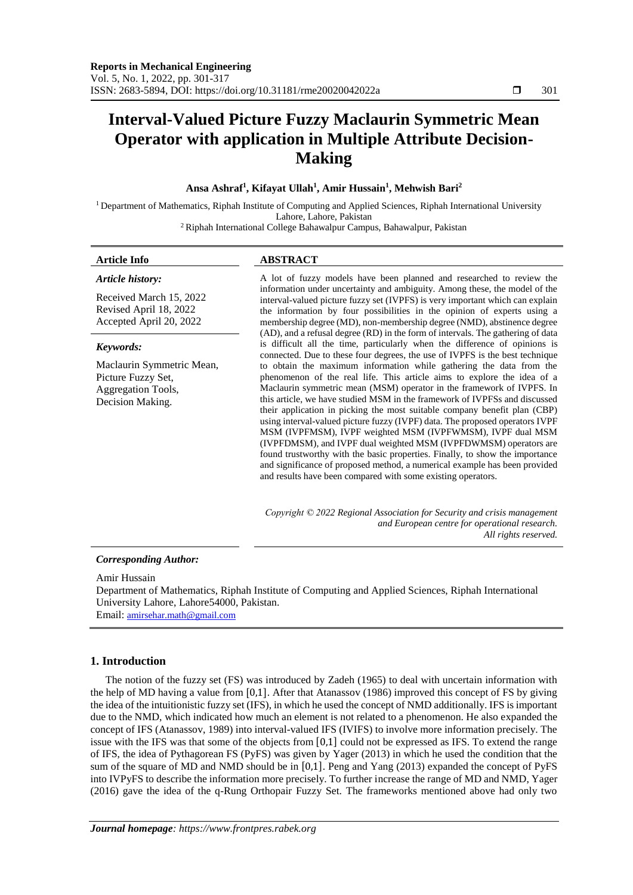# Interval-Valued Picture Fuzzy Maclaurin Symmetric Mean Operator with application in Multiple Attribute Decision-Making

**Ansa Ashraf[1], Kifayat Ullah[1], Amir Hussain[1], Mehwish Bari[2]**

[1] Department of Mathematics, Riphah Institute of Computing and Applied Sciences, Riphah International University Lahore, Lahore, Pakistan

[2] Riphah International College Bahawalpur Campus, Bahawalpur, Pakistan

**Article Info**

*Article history:*

Received March 15, 2022
Revised April 18, 2022
Accepted April 20, 2022

*Keywords:*

Maclaurin Symmetric Mean,
Picture Fuzzy Set,
Aggregation Tools,
Decision Making.

**ABSTRACT**

A lot of fuzzy models have been planned and researched to review the information under uncertainty and ambiguity. Among these, the model of the interval-valued picture fuzzy set (IVPFS) is very important which can explain the information by four possibilities in the opinion of experts using a membership degree (MD), non-membership degree (NMD), abstinence degree (AD), and a refusal degree (RD) in the form of intervals. The gathering of data is difficult all the time, particularly when the difference of opinions is connected. Due to these four degrees, the use of IVPFS is the best technique to obtain the maximum information while gathering the data from the phenomenon of the real life. This article aims to explore the idea of a Maclaurin symmetric mean (MSM) operator in the framework of IVPFS. In this article, we have studied MSM in the framework of IVPFSs and discussed their application in picking the most suitable company benefit plan (CBP) using interval-valued picture fuzzy (IVPF) data. The proposed operators IVPF MSM (IVPFMSM), IVPF weighted MSM (IVPFWMSM), IVPF dual MSM (IVPFDMSM), and IVPF dual weighted MSM (IVPFDWMSM) operators are found trustworthy with the basic properties. Finally, to show the importance and significance of proposed method, a numerical example has been provided and results have been compared with some existing operators.

*Copyright © 2022 Regional Association for Security and crisis management and European centre for operational research. All rights reserved.*

***Corresponding Author:***

Amir Hussain
Department of Mathematics, Riphah Institute of Computing and Applied Sciences, Riphah International University Lahore, Lahore54000, Pakistan.
Email: amirsehar.math@gmail.com

## 1. Introduction

The notion of the fuzzy set (FS) was introduced by Zadeh (1965) to deal with uncertain information with the help of MD having a value from $[0,1]$. After that Atanassov (1986) improved this concept of FS by giving the idea of the intuitionistic fuzzy set (IFS), in which he used the concept of NMD additionally. IFS is important due to the NMD, which indicated how much an element is not related to a phenomenon. He also expanded the concept of IFS (Atanassov, 1989) into interval-valued IFS (IVIFS) to involve more information precisely. The issue with the IFS was that some of the objects from $[0,1]$ could not be expressed as IFS. To extend the range of IFS, the idea of Pythagorean FS (PyFS) was given by Yager (2013) in which he used the condition that the sum of the square of MD and NMD should be in $[0,1]$. Peng and Yang (2013) expanded the concept of PyFS into IVPyFS to describe the information more precisely. To further increase the range of MD and NMD, Yager (2016) gave the idea of the q-Rung Orthopair Fuzzy Set. The frameworks mentioned above had only two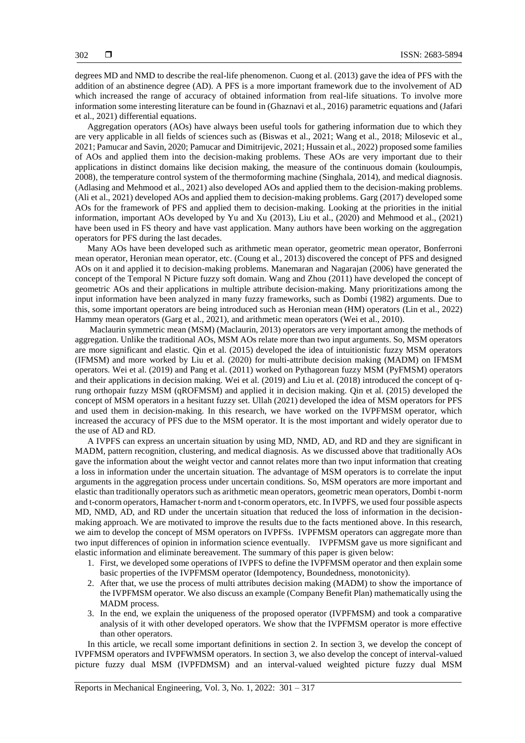degrees MD and NMD to describe the real-life phenomenon. Cuong et al. (2013) gave the idea of PFS with the addition of an abstinence degree (AD). A PFS is a more important framework due to the involvement of AD which increased the range of accuracy of obtained information from real-life situations. To involve more information some interesting literature can be found in (Ghaznavi et al., 2016) parametric equations and (Jafari et al., 2021) differential equations.

Aggregation operators (AOs) have always been useful tools for gathering information due to which they are very applicable in all fields of sciences such as (Biswas et al., 2021; Wang et al., 2018; Milosevic et al., 2021; Pamucar and Savin, 2020; Pamucar and Dimitrijevic, 2021; Hussain et al., 2022) proposed some families of AOs and applied them into the decision-making problems. These AOs are very important due to their applications in distinct domains like decision making, the measure of the continuous domain (kouloumpis, 2008), the temperature control system of the thermoforming machine (Singhala, 2014), and medical diagnosis. (Adlasing and Mehmood et al., 2021) also developed AOs and applied them to the decision-making problems. (Ali et al., 2021) developed AOs and applied them to decision-making problems. Garg (2017) developed some AOs for the framework of PFS and applied them to decision-making. Looking at the priorities in the initial information, important AOs developed by Yu and Xu (2013), Liu et al., (2020) and Mehmood et al., (2021) have been used in FS theory and have vast application. Many authors have been working on the aggregation operators for PFS during the last decades.

Many AOs have been developed such as arithmetic mean operator, geometric mean operator, Bonferroni mean operator, Heronian mean operator, etc. (Coung et al., 2013) discovered the concept of PFS and designed AOs on it and applied it to decision-making problems. Manemaran and Nagarajan (2006) have generated the concept of the Temporal N Picture fuzzy soft domain. Wang and Zhou (2011) have developed the concept of geometric AOs and their applications in multiple attribute decision-making. Many prioritizations among the input information have been analyzed in many fuzzy frameworks, such as Dombi (1982) arguments. Due to this, some important operators are being introduced such as Heronian mean (HM) operators (Lin et al., 2022) Hammy mean operators (Garg et al., 2021), and arithmetic mean operators (Wei et al., 2010).

Maclaurin symmetric mean (MSM) (Maclaurin, 2013) operators are very important among the methods of aggregation. Unlike the traditional AOs, MSM AOs relate more than two input arguments. So, MSM operators are more significant and elastic. Qin et al. (2015) developed the idea of intuitionistic fuzzy MSM operators (IFMSM) and more worked by Liu et al. (2020) for multi-attribute decision making (MADM) on IFMSM operators. Wei et al. (2019) and Pang et al. (2011) worked on Pythagorean fuzzy MSM (PyFMSM) operators and their applications in decision making. Wei et al. (2019) and Liu et al. (2018) introduced the concept of q-rung orthopair fuzzy MSM (qROFMSM) and applied it in decision making. Qin et al. (2015) developed the concept of MSM operators in a hesitant fuzzy set. Ullah (2021) developed the idea of MSM operators for PFS and used them in decision-making. In this research, we have worked on the IVPFMSM operator, which increased the accuracy of PFS due to the MSM operator. It is the most important and widely operator due to the use of AD and RD.

A IVPFS can express an uncertain situation by using MD, NMD, AD, and RD and they are significant in MADM, pattern recognition, clustering, and medical diagnosis. As we discussed above that traditionally AOs gave the information about the weight vector and cannot relates more than two input information that creating a loss in information under the uncertain situation. The advantage of MSM operators is to correlate the input arguments in the aggregation process under uncertain conditions. So, MSM operators are more important and elastic than traditionally operators such as arithmetic mean operators, geometric mean operators, Dombi t-norm and t-conorm operators, Hamacher t-norm and t-conorm operators, etc. In IVPFS, we used four possible aspects MD, NMD, AD, and RD under the uncertain situation that reduced the loss of information in the decision-making approach. We are motivated to improve the results due to the facts mentioned above. In this research, we aim to develop the concept of MSM operators on IVPFSs. IVPFMSM operators can aggregate more than two input differences of opinion in information science eventually. IVPFMSM gave us more significant and elastic information and eliminate bereavement. The summary of this paper is given below:

1. First, we developed some operations of IVPFS to define the IVPFMSM operator and then explain some basic properties of the IVPFMSM operator (Idempotency, Boundedness, monotonicity).
2. After that, we use the process of multi attributes decision making (MADM) to show the importance of the IVPFMSM operator. We also discuss an example (Company Benefit Plan) mathematically using the MADM process.
3. In the end, we explain the uniqueness of the proposed operator (IVPFMSM) and took a comparative analysis of it with other developed operators. We show that the IVPFMSM operator is more effective than other operators.

In this article, we recall some important definitions in section 2. In section 3, we develop the concept of IVPFMSM operators and IVPFWMSM operators. In section 3, we also develop the concept of interval-valued picture fuzzy dual MSM (IVPFDMSM) and an interval-valued weighted picture fuzzy dual MSM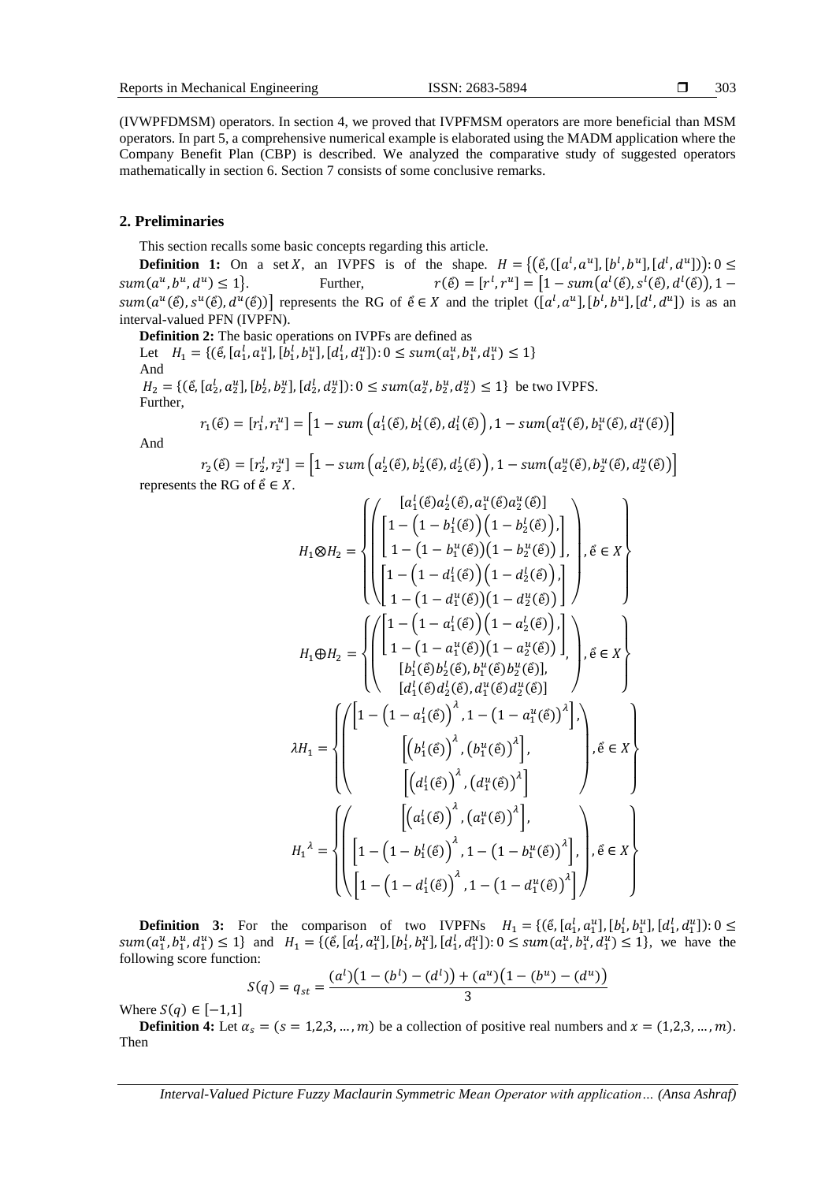(IVWPFDMSM) operators. In section 4, we proved that IVPFMSM operators are more beneficial than MSM operators. In part 5, a comprehensive numerical example is elaborated using the MADM application where the Company Benefit Plan (CBP) is described. We analyzed the comparative study of suggested operators mathematically in section 6. Section 7 consists of some conclusive remarks.

## 2. Preliminaries

This section recalls some basic concepts regarding this article.

**Definition 1:** On a set $X$, an IVPFS is of the shape. $H = \{(\hat{e}, ([a^l, a^u], [b^l, b^u], [d^l, d^u])) : 0 \leq sum(a^u, b^u, d^u) \leq 1\}$. Further, $r(\hat{e}) = [r^l, r^u] = [1 - sum(a^l(\hat{e}), s^l(\hat{e}), d^l(\hat{e})), 1 - sum(a^u(\hat{e}), s^u(\hat{e}), d^u(\hat{e}))]$ represents the RG of $\hat{e} \in X$ and the triplet $([a^l, a^u], [b^l, b^u], [d^l, d^u])$ is as an interval-valued PFN (IVPFN).

**Definition 2:** The basic operations on IVPFs are defined as

Let $H_1 = \{(\hat{e}, [a_1^l, a_1^u], [b_1^l, b_1^u], [d_1^l, d_1^u]) : 0 \leq sum(a_1^u, b_1^u, d_1^u) \leq 1\}$

And

$H_2 = \{(\hat{e}, [a_2^l, a_2^u], [b_2^l, b_2^u], [d_2^l, d_2^u]) : 0 \leq sum(a_2^u, b_2^u, d_2^u) \leq 1\}$ be two IVPFS.

Further,

$$r_1(\hat{e}) = [r_1^l, r_1^u] = \left[1 - sum\left(a_1^l(\hat{e}), b_1^l(\hat{e}), d_1^l(\hat{e})\right), 1 - sum\left(a_1^u(\hat{e}), b_1^u(\hat{e}), d_1^u(\hat{e})\right)\right]$$

And

$$r_2(\hat{e}) = [r_2^l, r_2^u] = \left[1 - sum\left(a_2^l(\hat{e}), b_2^l(\hat{e}), d_2^l(\hat{e})\right), 1 - sum\left(a_2^u(\hat{e}), b_2^u(\hat{e}), d_2^u(\hat{e})\right)\right]$$

represents the RG of $\hat{e} \in X$.

$$H_1 \otimes H_2 = \left\{ \left( \begin{array}{c} [a_1^l(\hat{e})a_2^l(\hat{e}), a_1^u(\hat{e})a_2^u(\hat{e})] \\ \left[ \begin{array}{c} 1 - \left(1 - b_1^l(\hat{e})\right)\left(1 - b_2^l(\hat{e})\right), \\ 1 - \left(1 - b_1^u(\hat{e})\right)\left(1 - b_2^u(\hat{e})\right) \end{array} \right], \\ \left[ \begin{array}{c} 1 - \left(1 - d_1^l(\hat{e})\right)\left(1 - d_2^l(\hat{e})\right), \\ 1 - \left(1 - d_1^u(\hat{e})\right)\left(1 - d_2^u(\hat{e})\right) \end{array} \right] \end{array} \right), \hat{e} \in X \right\}$$

$$H_1 \oplus H_2 = \left\{ \left( \begin{array}{c} \left[ \begin{array}{c} 1 - \left(1 - a_1^l(\hat{e})\right)\left(1 - a_2^l(\hat{e})\right), \\ 1 - \left(1 - a_1^u(\hat{e})\right)\left(1 - a_2^u(\hat{e})\right) \end{array} \right], \\ [b_1^l(\hat{e})b_2^l(\hat{e}), b_1^u(\hat{e})b_2^u(\hat{e})], \\ [d_1^l(\hat{e})d_2^l(\hat{e}), d_1^u(\hat{e})d_2^u(\hat{e})] \end{array} \right), \hat{e} \in X \right\}$$

$$\lambda H_1 = \left\{ \left( \begin{array}{c} \left[1 - \left(1 - a_1^l(\hat{e})\right)^\lambda, 1 - \left(1 - a_1^u(\hat{e})\right)^\lambda\right], \\ \left[\left(b_1^l(\hat{e})\right)^\lambda, \left(b_1^u(\hat{e})\right)^\lambda\right], \\ \left[\left(d_1^l(\hat{e})\right)^\lambda, \left(d_1^u(\hat{e})\right)^\lambda\right] \end{array} \right), \hat{e} \in X \right\}$$

$$H_1{}^\lambda = \left\{ \left( \begin{array}{c} \left[\left(a_1^l(\hat{e})\right)^\lambda, \left(a_1^u(\hat{e})\right)^\lambda\right], \\ \left[1 - \left(1 - b_1^l(\hat{e})\right)^\lambda, 1 - \left(1 - b_1^u(\hat{e})\right)^\lambda\right], \\ \left[1 - \left(1 - d_1^l(\hat{e})\right)^\lambda, 1 - \left(1 - d_1^u(\hat{e})\right)^\lambda\right] \end{array} \right), \hat{e} \in X \right\}$$

**Definition 3:** For the comparison of two IVPFNs $H_1 = \{(\hat{e}, [a_1^l, a_1^u], [b_1^l, b_1^u], [d_1^l, d_1^u]) : 0 \leq sum(a_1^u, b_1^u, d_1^u) \leq 1\}$ and $H_1 = \{(\hat{e}, [a_1^l, a_1^u], [b_1^l, b_1^u], [d_1^l, d_1^u]) : 0 \leq sum(a_1^u, b_1^u, d_1^u) \leq 1\}$, we have the following score function:

$$S(q) = q_{st} = \frac{(a^l)\left(1 - (b^l) - (d^l)\right) + (a^u)\left(1 - (b^u) - (d^u)\right)}{3}$$

Where $S(q) \in [-1,1]$

**Definition 4:** Let $\alpha_s = (s = 1,2,3, \ldots, m)$ be a collection of positive real numbers and $x = (1,2,3, \ldots, m)$. Then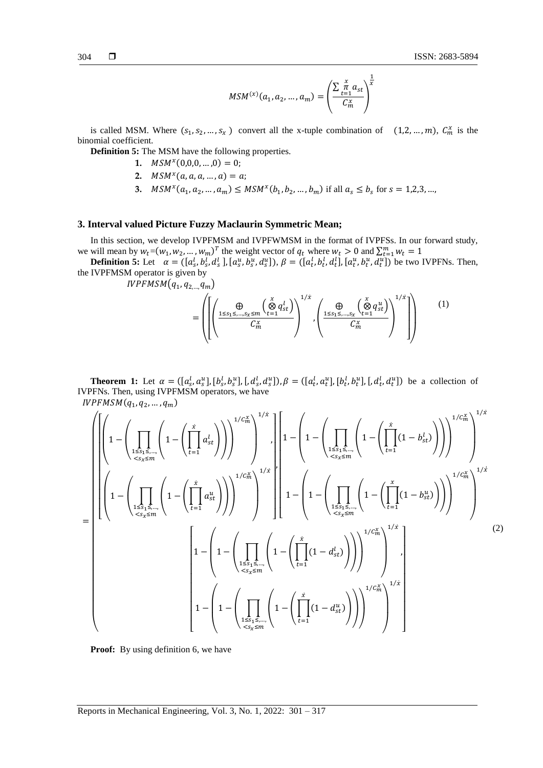$$MSM^{(x)}(a_1, a_2, \dots, a_m) = \left( \frac{\sum \overset{x}{\underset{t=1}{\pi}} a_{st}}{C_m^x} \right)^{\frac{1}{x}}$$

is called MSM. Where $(s_1, s_2, \dots, s_x)$ convert all the x-tuple combination of $(1,2, \dots, m)$, $C_m^x$ is the binomial coefficient.

**Definition 5:** The MSM have the following properties.

1. $MSM^x(0,0,0, \dots, 0) = 0$;
2. $MSM^x(a, a, a, \dots, a) = a$;
3. $MSM^x(a_1, a_2, \dots, a_m) \leq MSM^x(b_1, b_2, \dots, b_m)$ if all $a_s \leq b_s$ for $s = 1,2,3, \dots,$

### 3. Interval valued Picture Fuzzy Maclaurin Symmetric Mean;

In this section, we develop IVPFMSM and IVPFWMSM in the format of IVPFSs. In our forward study, we will mean by $w_t = (w_1, w_2, \dots, w_m)^T$ the weight vector of $q_t$ where $w_t > 0$ and $\sum_{t=1}^{m} w_t = 1$

**Definition 5:** Let $\alpha = ([a_s^l, b_s^l, d_s^l], [a_s^u, b_s^u, d_s^u])$, $\beta = ([a_t^l, b_t^l, d_t^l], [a_t^u, b_t^u, d_t^u])$ be two IVPFNs. Then, the IVPFMSM operator is given by

$$IVPFMSM(q_1, q_2, \dots, q_m) = \left( \left[ \left( \frac{\underset{1 \leq s_1 \leq, \dots, s_x \leq m}{\oplus} \left( \overset{x}{\underset{t=1}{\otimes}} q_{st}^l \right)}{C_m^x} \right)^{1/\dot{x}}, \left( \frac{\underset{1 \leq s_1 \leq, \dots, s_x}{\oplus} \left( \overset{x}{\underset{t=1}{\otimes}} q_{st}^u \right)}{C_m^x} \right)^{1/\dot{x}} \right] \right) \quad (1)$$

**Theorem 1:** Let $\alpha = ([a_s^l, a_s^u], [b_s^l, b_s^u], [, d_s^l, d_s^u])$, $\beta = ([a_t^l, a_t^u], [b_t^l, b_t^u], [, d_t^l, d_t^u])$ be a collection of IVPFNs. Then, using IVPFMSM operators, we have

$$IVPFMSM(q_1, q_2, \dots, q_m) = \left( \begin{array}{c} \left[ \begin{array}{c} \left( 1 - \left( \prod\limits_{\substack{1 \leq s_1 \leq, \dots, \\ < s_x \leq m}} \left( 1 - \left( \prod\limits_{t=1}^{\dot{x}} a_{st}^l \right) \right) \right)^{1/C_m^x} \right)^{1/\dot{x}}, \\ \left( 1 - \left( \prod\limits_{\substack{1 \leq s_1 \leq, \dots, \\ < s_x \leq m}} \left( 1 - \left( \prod\limits_{t=1}^{\dot{x}} a_{st}^u \right) \right) \right)^{1/C_m^x} \right)^{1/\dot{x}} \end{array} \right], \left[ \begin{array}{c} 1 - \left( 1 - \left( \prod\limits_{\substack{1 \leq s_1 \leq, \dots, \\ < s_x \leq m}} \left( 1 - \left( \prod\limits_{t=1}^{\dot{x}} (1 - b_{st}^l) \right) \right) \right)^{1/C_m^x} \right)^{1/\dot{x}} \\ 1 - \left( 1 - \left( \prod\limits_{\substack{1 \leq s_1 \leq, \dots, \\ < s_x \leq m}} \left( 1 - \left( \prod\limits_{t=1}^{x} (1 - b_{st}^u) \right) \right) \right)^{1/C_m^x} \right)^{1/\dot{x}} \end{array} \right] \\ \left[ \begin{array}{c} 1 - \left( 1 - \left( \prod\limits_{\substack{1 \leq s_1 \leq, \dots, \\ < s_x \leq m}} \left( 1 - \left( \prod\limits_{t=1}^{\dot{x}} (1 - d_{st}^l) \right) \right) \right)^{1/C_m^x} \right)^{1/\dot{x}}, \\ 1 - \left( 1 - \left( \prod\limits_{\substack{1 \leq s_1 \leq, \dots, \\ < s_x \leq m}} \left( 1 - \left( \prod\limits_{t=1}^{\dot{x}} (1 - d_{st}^u) \right) \right) \right)^{1/C_m^x} \right)^{1/\dot{x}} \end{array} \right] \end{array} \right) \quad (2)$$

**Proof:** By using definition 6, we have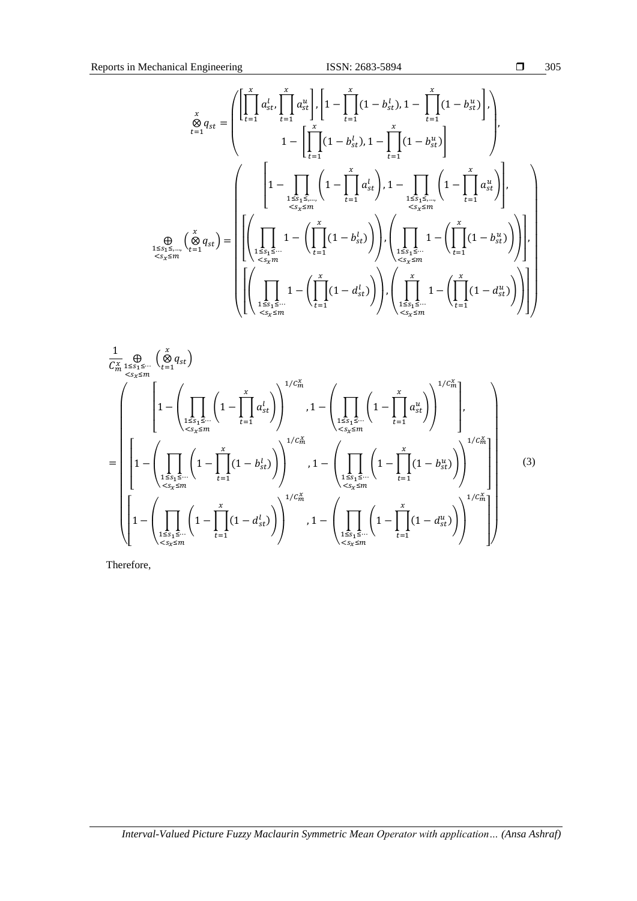$$\underset{t=1}{\overset{x}{\otimes}} q_{st} = \begin{pmatrix} \left[\prod_{t=1}^{x} a_{st}^{l}, \prod_{t=1}^{x} a_{st}^{u}\right], \left[1-\prod_{t=1}^{x}(1-b_{st}^{l}), 1-\prod_{t=1}^{x}(1-b_{st}^{u})\right], \\ 1-\left[\prod_{t=1}^{x}(1-b_{st}^{l}), 1-\prod_{t=1}^{x}(1-b_{st}^{u})\right] \end{pmatrix},$$

$$\underset{\substack{1\le s_1\le,\ldots,\\ <s_x\le m}}{\oplus} \left(\underset{t=1}{\overset{x}{\otimes}} q_{st}\right) = \begin{pmatrix} \left[1-\prod_{\substack{1\le s_1\le,\ldots,\\ <s_x\le m}}\left(1-\prod_{t=1}^{x} a_{st}^{l}\right), 1-\prod_{\substack{1\le s_1\le,\ldots,\\ <s_x\le m}}\left(1-\prod_{t=1}^{x} a_{st}^{u}\right)\right], \\ \left[\left(\prod_{\substack{1\le s_1\le\cdots\\ <s_x m}} 1-\left(\prod_{t=1}^{x}(1-b_{st}^{l})\right)\right), \left(\prod_{\substack{1\le s_1\le\cdots\\ <s_x\le m}} 1-\left(\prod_{t=1}^{x}(1-b_{st}^{u})\right)\right)\right], \\ \left[\left(\prod_{\substack{1\le s_1\le\cdots\\ <s_x\le m}} 1-\left(\prod_{t=1}^{x}(1-d_{st}^{l})\right)\right), \left(\prod_{\substack{1\le s_1\le\cdots\\ <s_x\le m}} 1-\left(\prod_{t=1}^{x}(1-d_{st}^{u})\right)\right)\right] \end{pmatrix}$$

$$\frac{1}{C_m^x} \underset{\substack{1\le s_1\le\cdots\\ <s_x\le m}}{\oplus} \left(\underset{t=1}{\overset{x}{\otimes}} q_{st}\right)$$

$$= \begin{pmatrix} \left[1-\left(\prod_{\substack{1\le s_1\le\cdots\\ <s_x\le m}}\left(1-\prod_{t=1}^{x} a_{st}^{l}\right)\right)^{1/C_m^x}, 1-\left(\prod_{\substack{1\le s_1\le\cdots\\ <s_x\le m}}\left(1-\prod_{t=1}^{x} a_{st}^{u}\right)\right)^{1/C_m^x}\right], \\ \left[1-\left(\prod_{\substack{1\le s_1\le\cdots\\ <s_x\le m}}\left(1-\prod_{t=1}^{x}(1-b_{st}^{l})\right)\right)^{1/C_m^x}, 1-\left(\prod_{\substack{1\le s_1\le\cdots\\ <s_x\le m}}\left(1-\prod_{t=1}^{x}(1-b_{st}^{u})\right)\right)^{1/C_m^x}\right] \\ \left[1-\left(\prod_{\substack{1\le s_1\le\cdots\\ <s_x\le m}}\left(1-\prod_{t=1}^{x}(1-d_{st}^{l})\right)\right)^{1/C_m^x}, 1-\left(\prod_{\substack{1\le s_1\le\cdots\\ <s_x\le m}}\left(1-\prod_{t=1}^{x}(1-d_{st}^{u})\right)\right)^{1/C_m^x}\right] \end{pmatrix} \quad (3)$$

Therefore,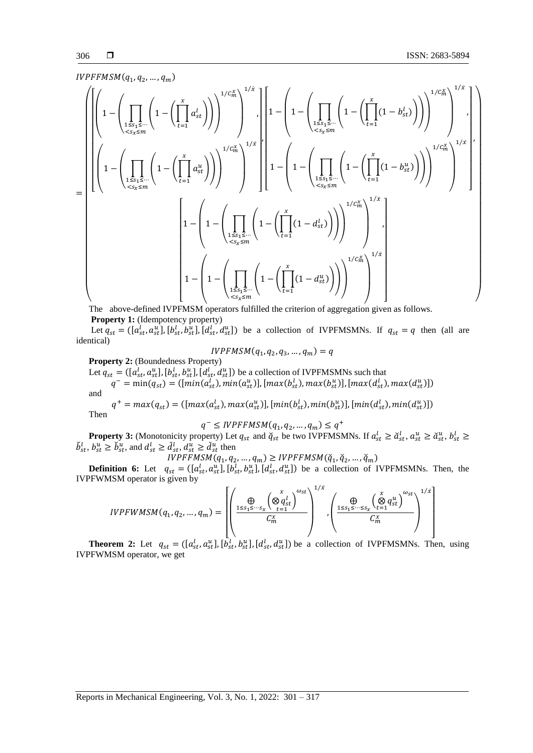$IVPFFMSM(q_1, q_2, \ldots, q_m)$

$$
= \left( \begin{array}{c}
\left[ \begin{array}{c}
\left( 1 - \left( \prod_{\substack{1 \le s_1 \le \cdots \\ < s_x \le m}} \left( 1 - \left( \prod_{t=1}^{x} a_{st}^{l} \right) \right) \right)^{1/C_m^x} \right)^{1/\dot{x}}, \\
\left( 1 - \left( \prod_{\substack{1 \le s_1 \le \cdots \\ < s_x \le m}} \left( 1 - \left( \prod_{t=1}^{x} a_{st}^{u} \right) \right) \right)^{1/C_m^x} \right)^{1/\dot{x}}
\end{array} \right],
\left[ \begin{array}{c}
1 - \left( 1 - \left( \prod_{\substack{1 \le s_1 \le \cdots \\ < s_x \le m}} \left( 1 - \left( \prod_{t=1}^{x} (1 - b_{st}^{l}) \right) \right) \right)^{1/C_m^x} \right)^{1/\dot{x}}, \\
1 - \left( 1 - \left( \prod_{\substack{1 \le s_1 \le \cdots \\ < s_x \le m}} \left( 1 - \left( \prod_{t=1}^{x} (1 - b_{st}^{u}) \right) \right) \right)^{1/C_m^x} \right)^{1/\dot{x}}
\end{array} \right], \\
\left[ \begin{array}{c}
1 - \left( 1 - \left( \prod_{\substack{1 \le s_1 \le \cdots \\ < s_x \le m}} \left( 1 - \left( \prod_{t=1}^{x} (1 - d_{st}^{l}) \right) \right) \right)^{1/C_m^x} \right)^{1/\dot{x}}, \\
1 - \left( 1 - \left( \prod_{\substack{1 \le s_1 \le \cdots \\ < s_x \le m}} \left( 1 - \left( \prod_{t=1}^{x} (1 - d_{st}^{u}) \right) \right) \right)^{1/C_m^x} \right)^{1/\dot{x}}
\end{array} \right]
\end{array} \right)
$$

The above-defined IVPFMSM operators fulfilled the criterion of aggregation given as follows.

**Property 1:** (Idempotency property)

Let $q_{st} = ([a_{st}^l, a_{st}^u], [b_{st}^l, b_{st}^u], [d_{st}^l, d_{st}^u])$ be a collection of IVPFMSMNs. If $q_{st} = q$ then (all are identical)

$$IVPFMSM(q_1, q_2, q_3, \ldots, q_m) = q$$

**Property 2:** (Boundedness Property)

Let $q_{st} = ([a_{st}^l, a_{st}^u], [b_{st}^l, b_{st}^u], [d_{st}^l, d_{st}^u])$ be a collection of IVPFMSMNs such that

$$q^- = \min(q_{st}) = ([min(a_{st}^l), min(a_{st}^u)], [max(b_{st}^l), max(b_{st}^u)], [max(d_{st}^l), max(d_{st}^u)])$$

and

$$q^+ = max(q_{st}) = ([max(a_{st}^l), max(a_{st}^u)], [min(b_{st}^l), min(b_{st}^u)], [min(d_{st}^l), min(d_{st}^u)])$$

Then

$$q^- \le IVPFFMSM(q_1, q_2, \ldots, q_m) \le q^+$$

**Property 3:** (Monotonicity property) Let $q_{st}$ and $\breve{q}_{st}$ be two IVPFMSMNs. If $a_{st}^l \ge \breve{a}_{st}^l$, $a_{st}^u \ge \breve{a}_{st}^u$, $b_{st}^l \ge \breve{b}_{st}^l$, $b_{st}^u \ge \breve{b}_{st}^u$, and $d_{st}^l \ge \breve{d}_{st}^l$, $d_{st}^u \ge \breve{d}_{st}^u$ then

$$IVPFFMSM(q_1, q_2, \ldots, q_m) \ge IVPFFMSM(\breve{q}_1, \breve{q}_2, \ldots, \breve{q}_m)$$

**Definition 6:** Let $q_{st} = ([a_{st}^l, a_{st}^u], [b_{st}^l, b_{st}^u], [d_{st}^l, d_{st}^u])$ be a collection of IVPFMSMNs. Then, the IVPFWMSM operator is given by

$$IVPFWMSM(q_1, q_2, \ldots, q_m) = \left[ \left( \frac{\bigoplus_{1 \le s_1 \le \cdots s_x} \left( \bigotimes_{t=1}^{x} q_{st}^l \right)^{\omega_{st}}}{C_m^x} \right)^{1/\dot{x}}, \left( \frac{\bigoplus_{1 \le s_1 \le \cdots \le s_x} \left( \bigotimes_{t=1}^{x} q_{st}^u \right)^{\omega_{st}}}{C_m^x} \right)^{1/\dot{x}} \right]$$

**Theorem 2:** Let $q_{st} = ([a_{st}^l, a_{st}^u], [b_{st}^l, b_{st}^u], [d_{st}^l, d_{st}^u])$ be a collection of IVPFMSMNs. Then, using IVPFWMSM operator, we get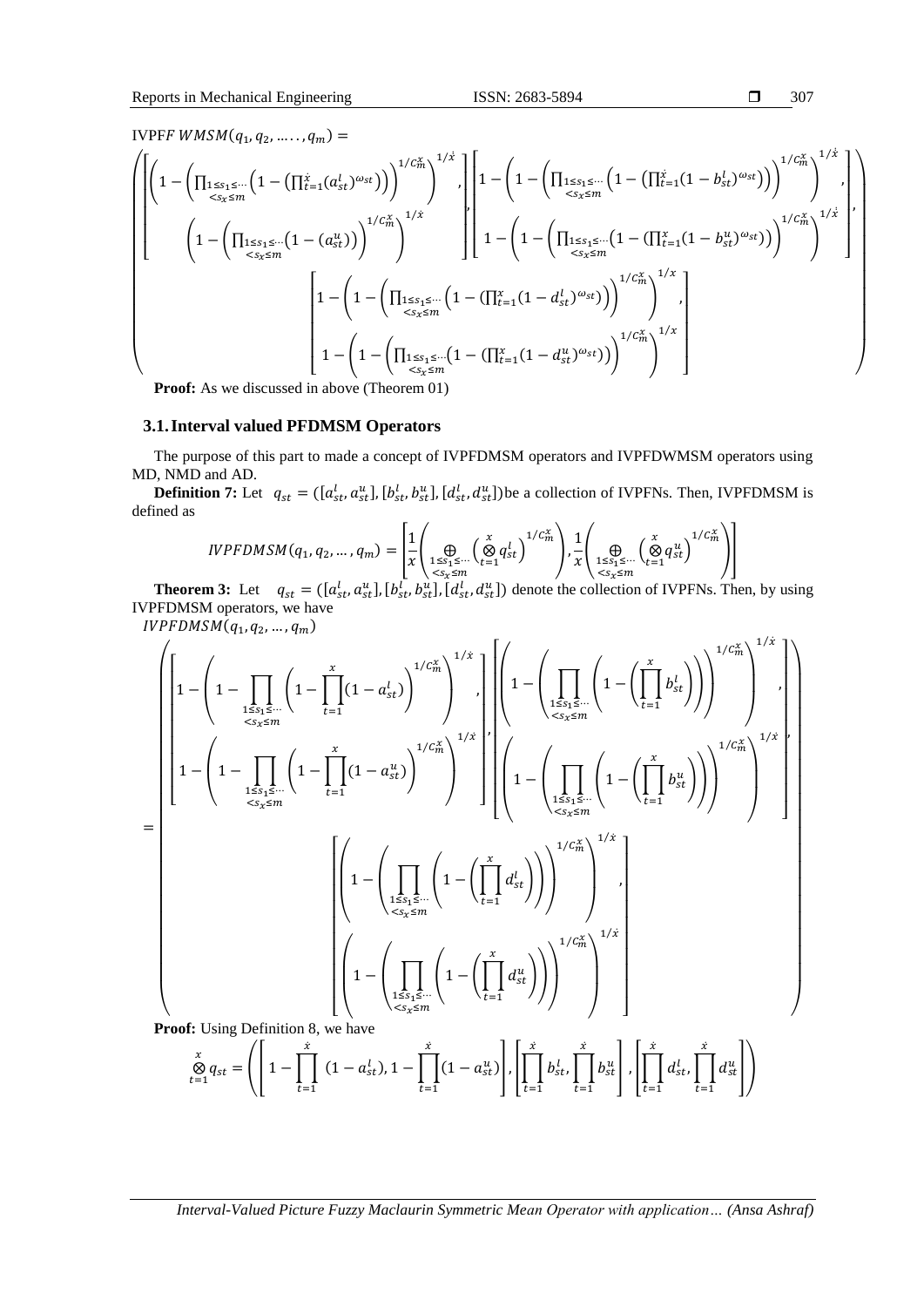IVPFF $WMSM(q_1, q_2, \ldots\ldots, q_m) =$

$$\left(\begin{array}{c}\left[\begin{array}{c}\left(1-\left(\prod_{\substack{1\le s_1\le\cdots\\<s_x\le m}}\left(1-\left(\prod_{t=1}^{\dot{x}}(a_{st}^{l})^{\omega_{st}}\right)\right)\right)^{1/C_m^x}\right)^{1/\dot{x}},\\ \left(1-\left(\prod_{\substack{1\le s_1\le\cdots\\<s_x\le m}}\left(1-(a_{st}^{u})\right)\right)^{1/C_m^x}\right)^{1/\dot{x}}\end{array}\right],\left[\begin{array}{c}1-\left(1-\left(\prod_{\substack{1\le s_1\le\cdots\\<s_x\le m}}\left(1-\left(\prod_{t=1}^{\dot{x}}(1-b_{st}^{l})^{\omega_{st}}\right)\right)\right)^{1/C_m^x}\right)^{1/\dot{x}},\\ 1-\left(1-\left(\prod_{\substack{1\le s_1\le\cdots\\<s_x\le m}}\left(1-\left(\prod_{t=1}^{x}(1-b_{st}^{u})^{\omega_{st}}\right)\right)\right)^{1/C_m^x}\right)^{1/\dot{x}}\end{array}\right],\\ \left[\begin{array}{c}1-\left(1-\left(\prod_{\substack{1\le s_1\le\cdots\\<s_x\le m}}\left(1-\left(\prod_{t=1}^{x}(1-d_{st}^{l})^{\omega_{st}}\right)\right)\right)^{1/C_m^x}\right)^{1/x},\\ 1-\left(1-\left(\prod_{\substack{1\le s_1\le\cdots\\<s_x\le m}}\left(1-\left(\prod_{t=1}^{x}(1-d_{st}^{u})^{\omega_{st}}\right)\right)\right)^{1/C_m^x}\right)^{1/x}\end{array}\right]\end{array}\right)$$

**Proof:** As we discussed in above (Theorem 01)

### 3.1. Interval valued PFDMSM Operators

The purpose of this part to made a concept of IVPFDMSM operators and IVPFDWMSM operators using MD, NMD and AD.

**Definition 7:** Let $q_{st} = ([a_{st}^l, a_{st}^u], [b_{st}^l, b_{st}^u], [d_{st}^l, d_{st}^u])$ be a collection of IVPFNs. Then, IVPFDMSM is defined as

$$IVPFDMSM(q_1, q_2, \ldots, q_m) = \left[\frac{1}{x}\left(\bigoplus_{\substack{1\le s_1\le\cdots\\<s_x\le m}}\left(\bigotimes_{t=1}^{x} q_{st}^{l}\right)^{1/C_m^x}\right), \frac{1}{x}\left(\bigoplus_{\substack{1\le s_1\le\cdots\\<s_x\le m}}\left(\bigotimes_{t=1}^{x} q_{st}^{u}\right)^{1/C_m^x}\right)\right]$$

**Theorem 3:** Let $q_{st} = ([a_{st}^l, a_{st}^u], [b_{st}^l, b_{st}^u], [d_{st}^l, d_{st}^u])$ denote the collection of IVPFNs. Then, by using IVPFDMSM operators, we have

$IVPFDMSM(q_1, q_2, \ldots, q_m)$

$$= \left(\begin{array}{c}\left[\begin{array}{c}1-\left(1-\prod_{\substack{1\le s_1\le\cdots\\<s_x\le m}}\left(1-\prod_{t=1}^{x}(1-a_{st}^{l})\right)^{1/C_m^x}\right)^{1/\dot{x}},\\ 1-\left(1-\prod_{\substack{1\le s_1\le\cdots\\<s_x\le m}}\left(1-\prod_{t=1}^{x}(1-a_{st}^{u})\right)^{1/C_m^x}\right)^{1/\dot{x}}\end{array}\right],\left[\begin{array}{c}\left(1-\left(\prod_{\substack{1\le s_1\le\cdots\\<s_x\le m}}\left(1-\left(\prod_{t=1}^{x}b_{st}^{l}\right)\right)\right)^{1/C_m^x}\right)^{1/\dot{x}},\\ \left(1-\left(\prod_{\substack{1\le s_1\le\cdots\\<s_x\le m}}\left(1-\left(\prod_{t=1}^{x}b_{st}^{u}\right)\right)\right)^{1/C_m^x}\right)^{1/\dot{x}}\end{array}\right],\\ \left[\begin{array}{c}\left(1-\left(\prod_{\substack{1\le s_1\le\cdots\\<s_x\le m}}\left(1-\left(\prod_{t=1}^{x}d_{st}^{l}\right)\right)\right)^{1/C_m^x}\right)^{1/\dot{x}},\\ \left(1-\left(\prod_{\substack{1\le s_1\le\cdots\\<s_x\le m}}\left(1-\left(\prod_{t=1}^{x}d_{st}^{u}\right)\right)\right)^{1/C_m^x}\right)^{1/\dot{x}}\end{array}\right]\end{array}\right)$$

**Proof:** Using Definition 8, we have

$$\bigotimes_{t=1}^{x} q_{st} = \left(\left[1-\prod_{t=1}^{\dot{x}}(1-a_{st}^{l}), 1-\prod_{t=1}^{\dot{x}}(1-a_{st}^{u})\right], \left[\prod_{t=1}^{\dot{x}}b_{st}^{l}, \prod_{t=1}^{\dot{x}}b_{st}^{u}\right], \left[\prod_{t=1}^{\dot{x}}d_{st}^{l}, \prod_{t=1}^{\dot{x}}d_{st}^{u}\right]\right)$$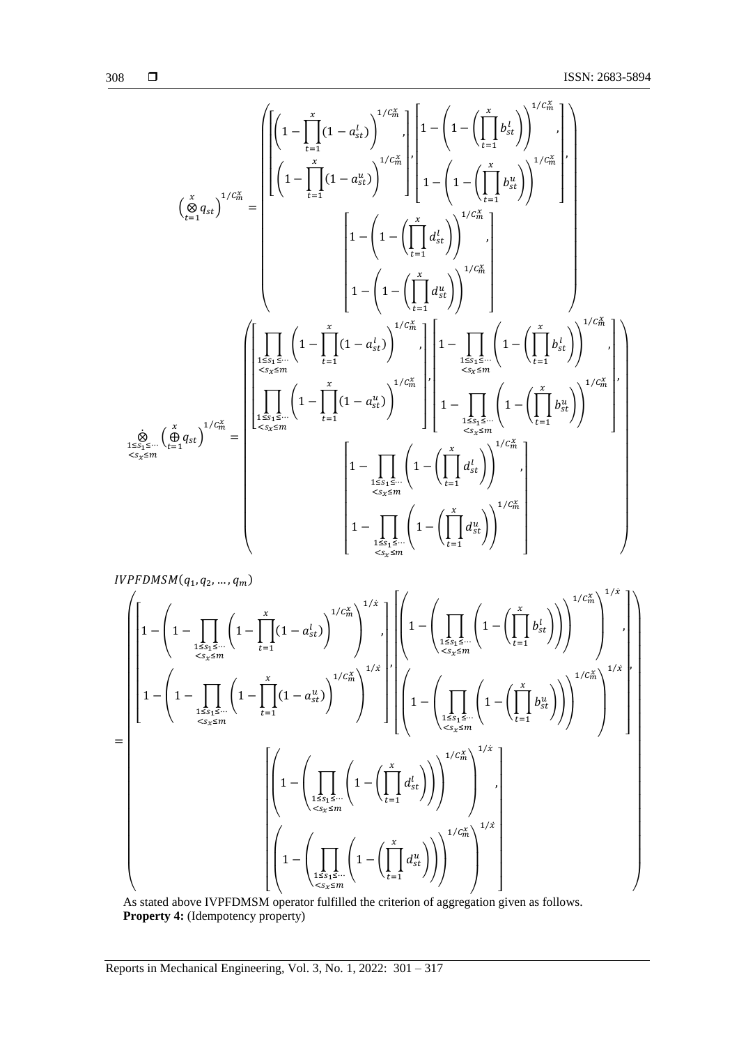$$\left(\bigotimes_{t=1}^{x} q_{st}\right)^{1/C_m^x} = \left( \begin{bmatrix} \left(1-\prod_{t=1}^{x}(1-a_{st}^l)\right)^{1/C_m^x}, \\ \left(1-\prod_{t=1}^{x}(1-a_{st}^u)\right)^{1/C_m^x} \end{bmatrix}, \begin{bmatrix} 1-\left(1-\left(\prod_{t=1}^{x} b_{st}^l\right)\right)^{1/C_m^x}, \\ 1-\left(1-\left(\prod_{t=1}^{x} b_{st}^u\right)\right)^{1/C_m^x} \end{bmatrix}, \begin{bmatrix} 1-\left(1-\left(\prod_{t=1}^{x} d_{st}^l\right)\right)^{1/C_m^x}, \\ 1-\left(1-\left(\prod_{t=1}^{x} d_{st}^u\right)\right)^{1/C_m^x} \end{bmatrix} \right)$$

$$\dot{\bigotimes}_{\substack{1\le s_1 \le \cdots \\ < s_x \le m}} \left(\bigoplus_{t=1}^{x} q_{st}\right)^{1/C_m^x} = \left( \begin{bmatrix} \prod_{\substack{1\le s_1 \le \cdots \\ < s_x \le m}} \left(1-\prod_{t=1}^{x}(1-a_{st}^l)\right)^{1/C_m^x}, \\ \prod_{\substack{1\le s_1 \le \cdots \\ < s_x \le m}} \left(1-\prod_{t=1}^{x}(1-a_{st}^u)\right)^{1/C_m^x} \end{bmatrix}, \begin{bmatrix} 1-\prod_{\substack{1\le s_1 \le \cdots \\ < s_x \le m}} \left(1-\left(\prod_{t=1}^{x} b_{st}^l\right)\right)^{1/C_m^x}, \\ 1-\prod_{\substack{1\le s_1 \le \cdots \\ < s_x \le m}} \left(1-\left(\prod_{t=1}^{x} b_{st}^u\right)\right)^{1/C_m^x} \end{bmatrix}, \begin{bmatrix} 1-\prod_{\substack{1\le s_1 \le \cdots \\ < s_x \le m}} \left(1-\left(\prod_{t=1}^{x} d_{st}^l\right)\right)^{1/C_m^x}, \\ 1-\prod_{\substack{1\le s_1 \le \cdots \\ < s_x \le m}} \left(1-\left(\prod_{t=1}^{x} d_{st}^u\right)\right)^{1/C_m^x} \end{bmatrix} \right)$$

$$IVPFDMSM(q_1, q_2, \ldots, q_m)$$

$$= \left( \begin{bmatrix} 1-\left(1-\prod_{\substack{1\le s_1 \le \cdots \\ < s_x \le m}} \left(1-\prod_{t=1}^{x}(1-a_{st}^l)\right)^{1/C_m^x}\right)^{1/\dot{x}}, \\ 1-\left(1-\prod_{\substack{1\le s_1 \le \cdots \\ < s_x \le m}} \left(1-\prod_{t=1}^{x}(1-a_{st}^u)\right)^{1/C_m^x}\right)^{1/\dot{x}} \end{bmatrix}, \begin{bmatrix} \left(1-\left(\prod_{\substack{1\le s_1 \le \cdots \\ < s_x \le m}} \left(1-\left(\prod_{t=1}^{x} b_{st}^l\right)\right)\right)^{1/C_m^x}\right)^{1/\dot{x}}, \\ \left(1-\left(\prod_{\substack{1\le s_1 \le \cdots \\ < s_x \le m}} \left(1-\left(\prod_{t=1}^{x} b_{st}^u\right)\right)\right)^{1/C_m^x}\right)^{1/\dot{x}} \end{bmatrix}, \begin{bmatrix} \left(1-\left(\prod_{\substack{1\le s_1 \le \cdots \\ < s_x \le m}} \left(1-\left(\prod_{t=1}^{x} d_{st}^l\right)\right)\right)^{1/C_m^x}\right)^{1/\dot{x}}, \\ \left(1-\left(\prod_{\substack{1\le s_1 \le \cdots \\ < s_x \le m}} \left(1-\left(\prod_{t=1}^{x} d_{st}^u\right)\right)\right)^{1/C_m^x}\right)^{1/\dot{x}} \end{bmatrix} \right)$$

As stated above IVPFDMSM operator fulfilled the criterion of aggregation given as follows.

**Property 4:** (Idempotency property)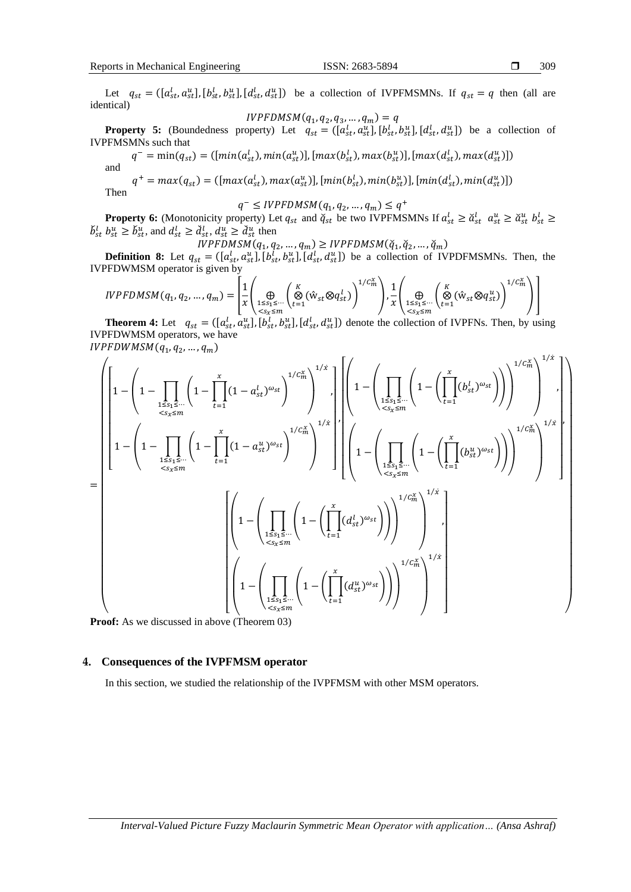Let $q_{st} = ([a_{st}^l, a_{st}^u], [b_{st}^l, b_{st}^u], [d_{st}^l, d_{st}^u])$ be a collection of IVPFMSMNs. If $q_{st} = q$ then (all are identical)

$$IVPFDMSM(q_1, q_2, q_3, \dots, q_m) = q$$

**Property 5:** (Boundedness property) Let $q_{st} = ([a_{st}^l, a_{st}^u], [b_{st}^l, b_{st}^u], [d_{st}^l, d_{st}^u])$ be a collection of IVPFMSMNs such that

$$q^- = \min(q_{st}) = ([min(a_{st}^l), min(a_{st}^u)], [max(b_{st}^l), max(b_{st}^u)], [max(d_{st}^l), max(d_{st}^u)])$$

and

$$q^+ = max(q_{st}) = ([max(a_{st}^l), max(a_{st}^u)], [min(b_{st}^l), min(b_{st}^u)], [min(d_{st}^l), min(d_{st}^u)])$$

Then

$$q^- \leq IVPFDMSM(q_1, q_2, \dots, q_m) \leq q^+$$

**Property 6:** (Monotonicity property) Let $q_{st}$ and $\breve{q}_{st}$ be two IVPFMSMNs If $a_{st}^l \geq \breve{a}_{st}^l$ $a_{st}^u \geq \breve{a}_{st}^u$ $b_{st}^l \geq \breve{b}_{st}^l$ $b_{st}^u \geq \breve{b}_{st}^u$, and $d_{st}^l \geq \breve{d}_{st}^l$, $d_{st}^u \geq \breve{d}_{st}^u$ then

$$IVPFDMSM(q_1, q_2, \dots, q_m) \geq IVPFDMSM(\breve{q}_1, \breve{q}_2, \dots, \breve{q}_m)$$

**Definition 8:** Let $q_{st} = ([a_{st}^l, a_{st}^u], [b_{st}^l, b_{st}^u], [d_{st}^l, d_{st}^u])$ be a collection of IVPDFMSMNs. Then, the IVPFDWMSM operator is given by

$$IVPFDMSM(q_1, q_2, \dots, q_m) = \left[\frac{1}{x}\left(\bigoplus_{\substack{1 \leq s_1 \leq \cdots \\ < s_x \leq m}} \left(\bigotimes_{t=1}^{K} (\hat{w}_{st} \otimes q_{st}^l)\right)^{1/C_m^x}\right), \frac{1}{x}\left(\bigoplus_{\substack{1 \leq s_1 \leq \cdots \\ < s_x \leq m}} \left(\bigotimes_{t=1}^{K} (\hat{w}_{st} \otimes q_{st}^u)\right)^{1/C_m^x}\right)\right]$$

**Theorem 4:** Let $q_{st} = ([a_{st}^l, a_{st}^u], [b_{st}^l, b_{st}^u], [d_{st}^l, d_{st}^u])$ denote the collection of IVPFNs. Then, by using IVPFDWMSM operators, we have

$IVPFDWMSM(q_1, q_2, \dots, q_m)$

$$= \left(\begin{array}{c}
\left[\begin{array}{c}
1 - \left(1 - \prod_{\substack{1 \leq s_1 \leq \cdots \\ < s_x \leq m}} \left(1 - \prod_{t=1}^{x} (1 - a_{st}^l)^{\omega_{st}}\right)^{1/C_m^x}\right)^{1/\dot{x}}, \\
1 - \left(1 - \prod_{\substack{1 \leq s_1 \leq \cdots \\ < s_x \leq m}} \left(1 - \prod_{t=1}^{x} (1 - a_{st}^u)^{\omega_{st}}\right)^{1/C_m^x}\right)^{1/\dot{x}}
\end{array}\right],
\left[\begin{array}{c}
\left(1 - \left(\prod_{\substack{1 \leq s_1 \leq \cdots \\ < s_x \leq m}} \left(1 - \left(\prod_{t=1}^{x} (b_{st}^l)^{\omega_{st}}\right)\right)\right)^{1/C_m^x}\right)^{1/\dot{x}}, \\
\left(1 - \left(\prod_{\substack{1 \leq s_1 \leq \cdots \\ < s_x \leq m}} \left(1 - \left(\prod_{t=1}^{x} (b_{st}^u)^{\omega_{st}}\right)\right)\right)^{1/C_m^x}\right)^{1/\dot{x}}
\end{array}\right], \\
\left[\begin{array}{c}
\left(1 - \left(\prod_{\substack{1 \leq s_1 \leq \cdots \\ < s_x \leq m}} \left(1 - \left(\prod_{t=1}^{x} (d_{st}^l)^{\omega_{st}}\right)\right)\right)^{1/C_m^x}\right)^{1/\dot{x}}, \\
\left(1 - \left(\prod_{\substack{1 \leq s_1 \leq \cdots \\ < s_x \leq m}} \left(1 - \left(\prod_{t=1}^{x} (d_{st}^u)^{\omega_{st}}\right)\right)\right)^{1/C_m^x}\right)^{1/\dot{x}}
\end{array}\right]
\end{array}\right)$$

**Proof:** As we discussed in above (Theorem 03)

## 4. Consequences of the IVPFMSM operator

In this section, we studied the relationship of the IVPFMSM with other MSM operators.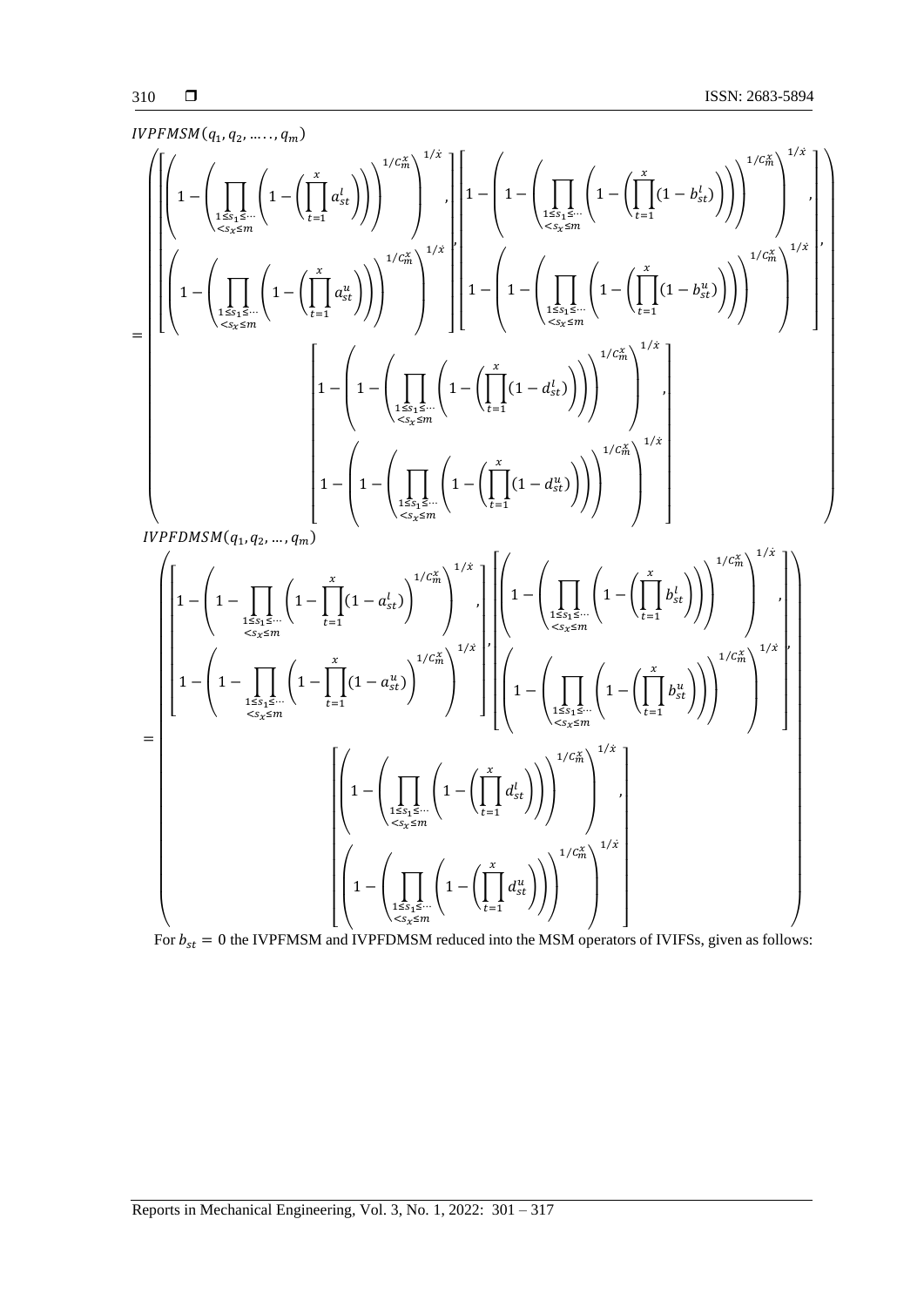$IVPFMSM(q_1, q_2, \ldots, q_m)$

$$
= \left( \begin{array}{c}
\left[ \left( 1 - \left( \prod_{\substack{1 \le s_1 \le \cdots \\ < s_x \le m}} \left( 1 - \left( \prod_{t=1}^{x} a_{st}^{l} \right) \right) \right)^{1/C_m^x} \right)^{1/\dot{x}}, \left( 1 - \left( \prod_{\substack{1 \le s_1 \le \cdots \\ < s_x \le m}} \left( 1 - \left( \prod_{t=1}^{x} a_{st}^{u} \right) \right) \right)^{1/C_m^x} \right)^{1/\dot{x}} \right], \left[ 1 - \left( 1 - \left( \prod_{\substack{1 \le s_1 \le \cdots \\ < s_x \le m}} \left( 1 - \left( \prod_{t=1}^{x} (1 - b_{st}^{l}) \right) \right) \right)^{1/C_m^x} \right)^{1/\dot{x}}, 1 - \left( 1 - \left( \prod_{\substack{1 \le s_1 \le \cdots \\ < s_x \le m}} \left( 1 - \left( \prod_{t=1}^{x} (1 - b_{st}^{u}) \right) \right) \right)^{1/C_m^x} \right)^{1/\dot{x}} \right], \\
\left[ 1 - \left( 1 - \left( \prod_{\substack{1 \le s_1 \le \cdots \\ < s_x \le m}} \left( 1 - \left( \prod_{t=1}^{x} (1 - d_{st}^{l}) \right) \right) \right)^{1/C_m^x} \right)^{1/\dot{x}}, 1 - \left( 1 - \left( \prod_{\substack{1 \le s_1 \le \cdots \\ < s_x \le m}} \left( 1 - \left( \prod_{t=1}^{x} (1 - d_{st}^{u}) \right) \right) \right)^{1/C_m^x} \right)^{1/\dot{x}} \right]
\end{array} \right)
$$

$IVPFDMSM(q_1, q_2, \ldots, q_m)$

$$
= \left( \begin{array}{c}
\left[ 1 - \left( 1 - \prod_{\substack{1 \le s_1 \le \cdots \\ < s_x \le m}} \left( 1 - \prod_{t=1}^{x} (1 - a_{st}^{l}) \right)^{1/C_m^x} \right)^{1/\dot{x}}, 1 - \left( 1 - \prod_{\substack{1 \le s_1 \le \cdots \\ < s_x \le m}} \left( 1 - \prod_{t=1}^{x} (1 - a_{st}^{u}) \right)^{1/C_m^x} \right)^{1/\dot{x}} \right], \left[ \left( 1 - \left( \prod_{\substack{1 \le s_1 \le \cdots \\ < s_x \le m}} \left( 1 - \left( \prod_{t=1}^{x} b_{st}^{l} \right) \right) \right)^{1/C_m^x} \right)^{1/\dot{x}}, \left( 1 - \left( \prod_{\substack{1 \le s_1 \le \cdots \\ < s_x \le m}} \left( 1 - \left( \prod_{t=1}^{x} b_{st}^{u} \right) \right) \right)^{1/C_m^x} \right)^{1/\dot{x}} \right], \\
\left[ \left( 1 - \left( \prod_{\substack{1 \le s_1 \le \cdots \\ < s_x \le m}} \left( 1 - \left( \prod_{t=1}^{x} d_{st}^{l} \right) \right) \right)^{1/C_m^x} \right)^{1/\dot{x}}, \left( 1 - \left( \prod_{\substack{1 \le s_1 \le \cdots \\ < s_x \le m}} \left( 1 - \left( \prod_{t=1}^{x} d_{st}^{u} \right) \right) \right)^{1/C_m^x} \right)^{1/\dot{x}} \right]
\end{array} \right)
$$

For $b_{st} = 0$ the IVPFMSM and IVPFDMSM reduced into the MSM operators of IVIFSs, given as follows: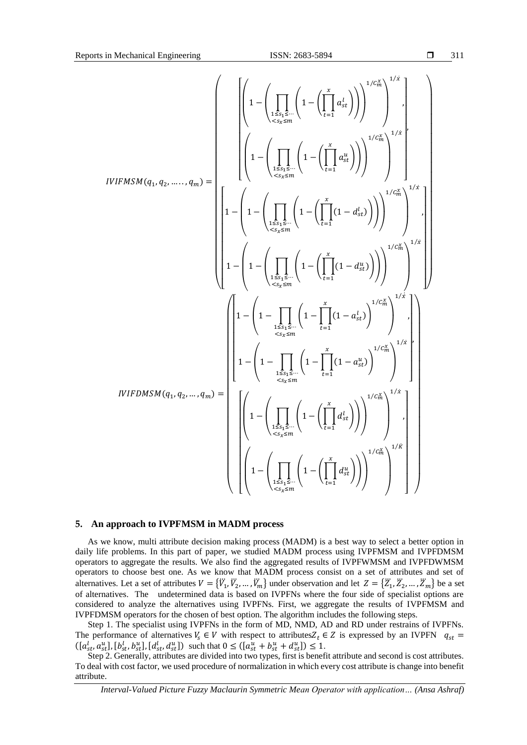$$IVIFMSM(q_1, q_2, \ldots\ldots, q_m) = \left( \begin{bmatrix} \left(1-\left(\prod_{\substack{1\le s_1\le\cdots\\<s_x\le m}}\left(1-\left(\prod_{t=1}^{x} a_{st}^{l}\right)\right)\right)^{1/C_m^x}\right)^{1/\dot{x}}, \\ \left(1-\left(\prod_{\substack{1\le s_1\le\cdots\\<s_x\le m}}\left(1-\left(\prod_{t=1}^{x} a_{st}^{u}\right)\right)\right)^{1/C_m^x}\right)^{1/\dot{x}} \end{bmatrix}, \begin{bmatrix} 1-\left(1-\left(\prod_{\substack{1\le s_1\le\cdots\\<s_x\le m}}\left(1-\left(\prod_{t=1}^{x}(1-d_{st}^{l})\right)\right)\right)^{1/C_m^x}\right)^{1/\dot{x}}, \\ 1-\left(1-\left(\prod_{\substack{1\le s_1\le\cdots\\<s_x\le m}}\left(1-\left(\prod_{t=1}^{x}(1-d_{st}^{u})\right)\right)\right)^{1/C_m^x}\right)^{1/\dot{x}} \end{bmatrix} \right)$$

$$IVIFDMSM(q_1, q_2, \ldots, q_m) = \left( \begin{bmatrix} 1-\left(1-\prod_{\substack{1\le s_1\le\cdots\\<s_x\le m}}\left(1-\prod_{t=1}^{x}(1-a_{st}^{l})\right)^{1/C_m^x}\right)^{1/\dot{x}}, \\ 1-\left(1-\prod_{\substack{1\le s_1\le\cdots\\<s_x\le m}}\left(1-\prod_{t=1}^{x}(1-a_{st}^{u})\right)^{1/C_m^x}\right)^{1/\dot{x}} \end{bmatrix}, \begin{bmatrix} \left(1-\left(\prod_{\substack{1\le s_1\le\cdots\\<s_x\le m}}\left(1-\left(\prod_{t=1}^{x} d_{st}^{l}\right)\right)\right)^{1/C_m^x}\right)^{1/\dot{x}}, \\ \left(1-\left(\prod_{\substack{1\le s_1\le\cdots\\<s_x\le m}}\left(1-\left(\prod_{t=1}^{x} d_{st}^{u}\right)\right)\right)^{1/C_m^x}\right)^{1/\dot{K}} \end{bmatrix} \right)$$

## 5. An approach to IVPFMSM in MADM process

As we know, multi attribute decision making process (MADM) is a best way to select a better option in daily life problems. In this part of paper, we studied MADM process using IVPFMSM and IVPFDMSM operators to aggregate the results. We also find the aggregated results of IVPFWMSM and IVPFDWMSM operators to choose best one. As we know that MADM process consist on a set of attributes and set of alternatives. Let a set of attributes $V = \{\ddot{V}_1, \ddot{V}_2, \ldots, \ddot{V}_m\}$ under observation and let $Z = \{\ddot{Z}_1, \ddot{Z}_2, \ldots, \ddot{Z}_m\}$ be a set of alternatives. The undetermined data is based on IVPFNs where the four side of specialist options are considered to analyze the alternatives using IVPFNs. First, we aggregate the results of IVPFMSM and IVPFDMSM operators for the chosen of best option. The algorithm includes the following steps.

Step 1. The specialist using IVPFNs in the form of MD, NMD, AD and RD under restrains of IVPFNs. The performance of alternatives $V_s \in V$ with respect to attributes$Z_t \in Z$ is expressed by an IVPFN $q_{st} = ([a_{st}^{l}, a_{st}^{u}], [b_{st}^{l}, b_{st}^{u}], [d_{st}^{l}, d_{st}^{u}])$ such that $0 \le ([a_{st}^{u} + b_{st}^{u} + d_{st}^{u}]) \le 1$.

Step 2. Generally, attributes are divided into two types, first is benefit attribute and second is cost attributes. To deal with cost factor, we used procedure of normalization in which every cost attribute is change into benefit attribute.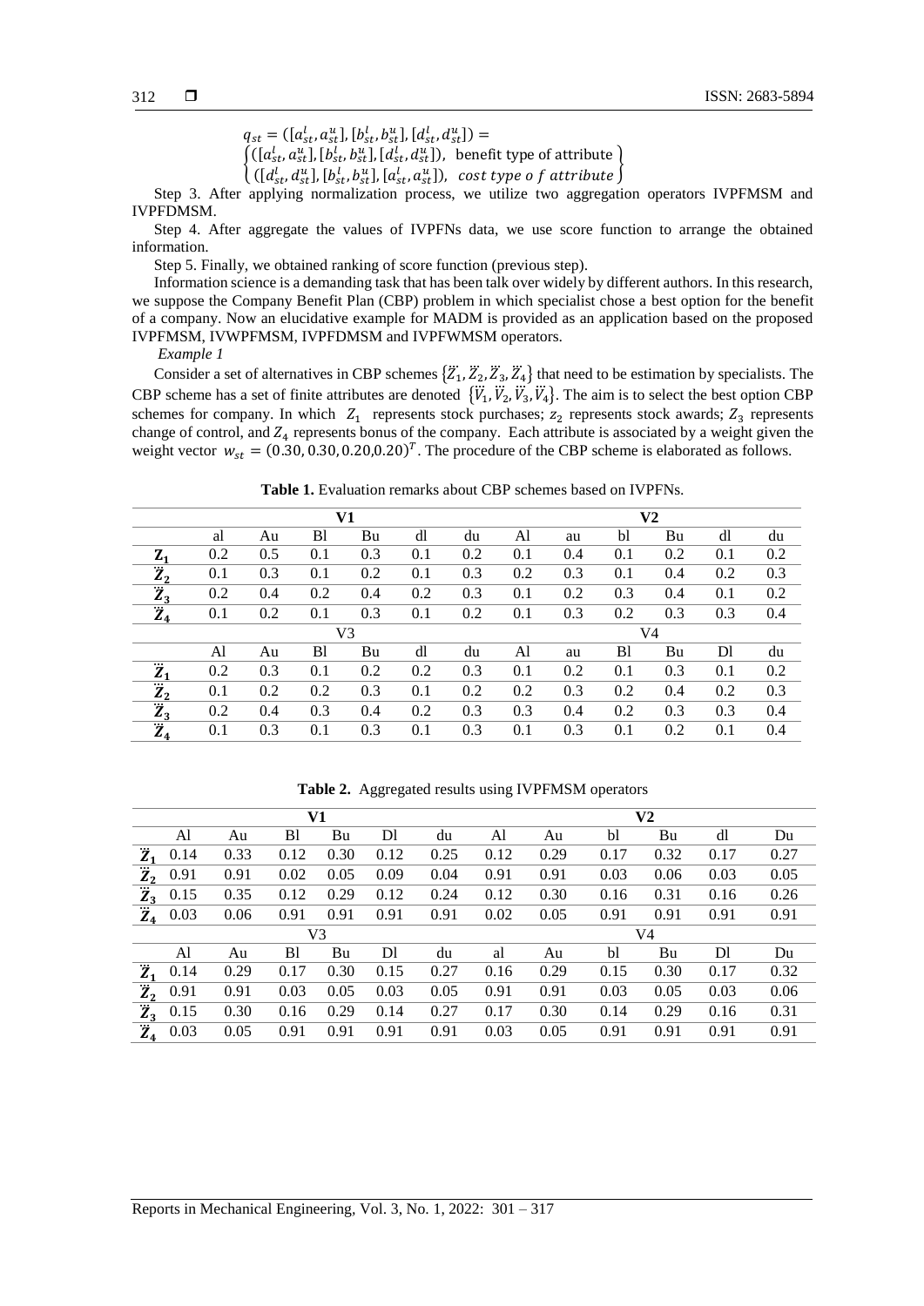$$q_{st} = ([a_{st}^l, a_{st}^u], [b_{st}^l, b_{st}^u], [d_{st}^l, d_{st}^u]) = \begin{Bmatrix} ([a_{st}^l, a_{st}^u], [b_{st}^l, b_{st}^u], [d_{st}^l, d_{st}^u]), \text{ benefit type of attribute} \\ ([d_{st}^l, d_{st}^u], [b_{st}^l, b_{st}^u], [a_{st}^l, a_{st}^u]), \textit{ cost type o f attribute} \end{Bmatrix}$$

Step 3. After applying normalization process, we utilize two aggregation operators IVPFMSM and IVPFDMSM.

Step 4. After aggregate the values of IVPFNs data, we use score function to arrange the obtained information.

Step 5. Finally, we obtained ranking of score function (previous step).

Information science is a demanding task that has been talk over widely by different authors. In this research, we suppose the Company Benefit Plan (CBP) problem in which specialist chose a best option for the benefit of a company. Now an elucidative example for MADM is provided as an application based on the proposed IVPFMSM, IVWPFMSM, IVPFDMSM and IVPFWMSM operators.

*Example 1*

Consider a set of alternatives in CBP schemes $\{\ddot{Z}_1, \ddot{Z}_2, \ddot{Z}_3, \ddot{Z}_4\}$ that need to be estimation by specialists. The CBP scheme has a set of finite attributes are denoted $\{\ddot{V}_1, \ddot{V}_2, \ddot{V}_3, \ddot{V}_4\}$. The aim is to select the best option CBP schemes for company. In which $Z_1$ represents stock purchases; $z_2$ represents stock awards; $Z_3$ represents change of control, and $Z_4$ represents bonus of the company. Each attribute is associated by a weight given the weight vector $w_{st} = (0.30, 0.30, 0.20, 0.20)^T$. The procedure of the CBP scheme is elaborated as follows.

**Table 1.** Evaluation remarks about CBP schemes based on IVPFNs.

| | **V1** | | | | | | **V2** | | | | | |
|---|---|---|---|---|---|---|---|---|---|---|---|---|
| | al | Au | Bl | Bu | dl | du | Al | au | bl | Bu | dl | du |
| $\mathbf{Z_1}$ | 0.2 | 0.5 | 0.1 | 0.3 | 0.1 | 0.2 | 0.1 | 0.4 | 0.1 | 0.2 | 0.1 | 0.2 |
| $\ddot{\mathbf{Z}}_2$ | 0.1 | 0.3 | 0.1 | 0.2 | 0.1 | 0.3 | 0.2 | 0.3 | 0.1 | 0.4 | 0.2 | 0.3 |
| $\ddot{\mathbf{Z}}_3$ | 0.2 | 0.4 | 0.2 | 0.4 | 0.2 | 0.3 | 0.1 | 0.2 | 0.3 | 0.4 | 0.1 | 0.2 |
| $\ddot{\mathbf{Z}}_4$ | 0.1 | 0.2 | 0.1 | 0.3 | 0.1 | 0.2 | 0.1 | 0.3 | 0.2 | 0.3 | 0.3 | 0.4 |
| | V3 | | | | | | V4 | | | | | |
| | Al | Au | Bl | Bu | dl | du | Al | au | Bl | Bu | Dl | du |
| $\ddot{\mathbf{Z}}_1$ | 0.2 | 0.3 | 0.1 | 0.2 | 0.2 | 0.3 | 0.1 | 0.2 | 0.1 | 0.3 | 0.1 | 0.2 |
| $\ddot{\mathbf{Z}}_2$ | 0.1 | 0.2 | 0.2 | 0.3 | 0.1 | 0.2 | 0.2 | 0.3 | 0.2 | 0.4 | 0.2 | 0.3 |
| $\ddot{\mathbf{Z}}_3$ | 0.2 | 0.4 | 0.3 | 0.4 | 0.2 | 0.3 | 0.3 | 0.4 | 0.2 | 0.3 | 0.3 | 0.4 |
| $\ddot{\mathbf{Z}}_4$ | 0.1 | 0.3 | 0.1 | 0.3 | 0.1 | 0.3 | 0.1 | 0.3 | 0.1 | 0.2 | 0.1 | 0.4 |

**Table 2.** Aggregated results using IVPFMSM operators

| | **V1** | | | | | | **V2** | | | | | |
|---|---|---|---|---|---|---|---|---|---|---|---|---|
| | Al | Au | Bl | Bu | Dl | du | Al | Au | bl | Bu | dl | Du |
| $\ddot{\mathbf{Z}}_1$ | 0.14 | 0.33 | 0.12 | 0.30 | 0.12 | 0.25 | 0.12 | 0.29 | 0.17 | 0.32 | 0.17 | 0.27 |
| $\ddot{\mathbf{Z}}_2$ | 0.91 | 0.91 | 0.02 | 0.05 | 0.09 | 0.04 | 0.91 | 0.91 | 0.03 | 0.06 | 0.03 | 0.05 |
| $\ddot{\mathbf{Z}}_3$ | 0.15 | 0.35 | 0.12 | 0.29 | 0.12 | 0.24 | 0.12 | 0.30 | 0.16 | 0.31 | 0.16 | 0.26 |
| $\ddot{\mathbf{Z}}_4$ | 0.03 | 0.06 | 0.91 | 0.91 | 0.91 | 0.91 | 0.02 | 0.05 | 0.91 | 0.91 | 0.91 | 0.91 |
| | V3 | | | | | | V4 | | | | | |
| | Al | Au | Bl | Bu | Dl | du | al | Au | bl | Bu | Dl | Du |
| $\ddot{\mathbf{Z}}_1$ | 0.14 | 0.29 | 0.17 | 0.30 | 0.15 | 0.27 | 0.16 | 0.29 | 0.15 | 0.30 | 0.17 | 0.32 |
| $\ddot{\mathbf{Z}}_2$ | 0.91 | 0.91 | 0.03 | 0.05 | 0.03 | 0.05 | 0.91 | 0.91 | 0.03 | 0.05 | 0.03 | 0.06 |
| $\ddot{\mathbf{Z}}_3$ | 0.15 | 0.30 | 0.16 | 0.29 | 0.14 | 0.27 | 0.17 | 0.30 | 0.14 | 0.29 | 0.16 | 0.31 |
| $\ddot{\mathbf{Z}}_4$ | 0.03 | 0.05 | 0.91 | 0.91 | 0.91 | 0.91 | 0.03 | 0.05 | 0.91 | 0.91 | 0.91 | 0.91 |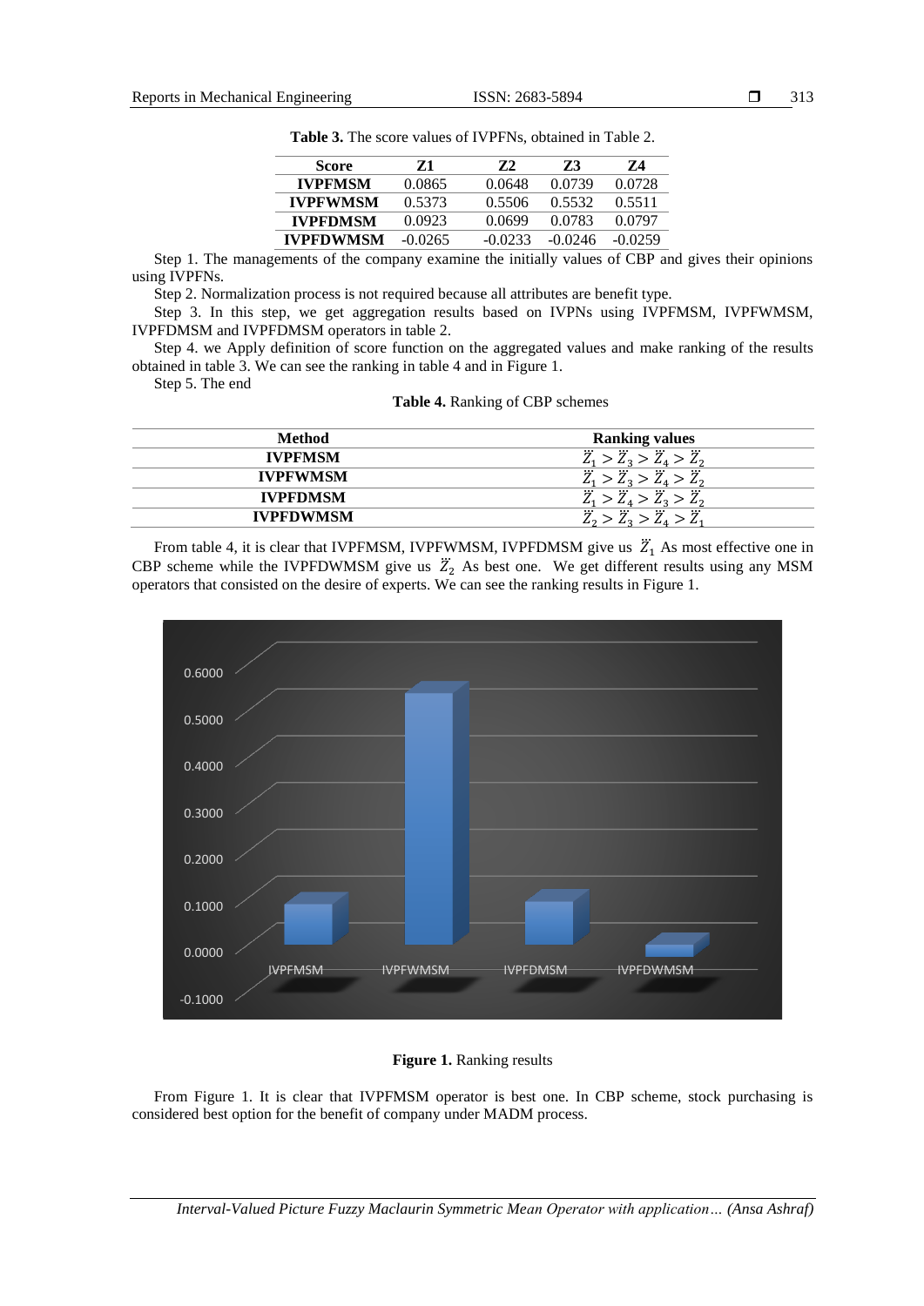**Table 3.** The score values of IVPFNs, obtained in Table 2.

| Score | Z1 | Z2 | Z3 | Z4 |
|---|---|---|---|---|
| **IVPFMSM** | 0.0865 | 0.0648 | 0.0739 | 0.0728 |
| **IVPFWMSM** | 0.5373 | 0.5506 | 0.5532 | 0.5511 |
| **IVPFDMSM** | 0.0923 | 0.0699 | 0.0783 | 0.0797 |
| **IVPFDWMSM** | -0.0265 | -0.0233 | -0.0246 | -0.0259 |

Step 1. The managements of the company examine the initially values of CBP and gives their opinions using IVPFNs.

Step 2. Normalization process is not required because all attributes are benefit type.

Step 3. In this step, we get aggregation results based on IVPNs using IVPFMSM, IVPFWMSM, IVPFDMSM and IVPFDMSM operators in table 2.

Step 4. we Apply definition of score function on the aggregated values and make ranking of the results obtained in table 3. We can see the ranking in table 4 and in Figure 1.

Step 5. The end

**Table 4.** Ranking of CBP schemes

| Method | Ranking values |
|---|---|
| **IVPFMSM** | $\ddot{Z}_1 > \ddot{Z}_3 > \ddot{Z}_4 > \ddot{Z}_2$ |
| **IVPFWMSM** | $\ddot{Z}_1 > \ddot{Z}_3 > \ddot{Z}_4 > \ddot{Z}_2$ |
| **IVPFDMSM** | $\ddot{Z}_1 > \ddot{Z}_4 > \ddot{Z}_3 > \ddot{Z}_2$ |
| **IVPFDWMSM** | $\ddot{Z}_2 > \ddot{Z}_3 > \ddot{Z}_4 > \ddot{Z}_1$ |

From table 4, it is clear that IVPFMSM, IVPFWMSM, IVPFDMSM give us $\ddot{Z}_1$ As most effective one in CBP scheme while the IVPFDWMSM give us $\ddot{Z}_2$ As best one. We get different results using any MSM operators that consisted on the desire of experts. We can see the ranking results in Figure 1.

**Figure 1.** Ranking results

From Figure 1. It is clear that IVPFMSM operator is best one. In CBP scheme, stock purchasing is considered best option for the benefit of company under MADM process.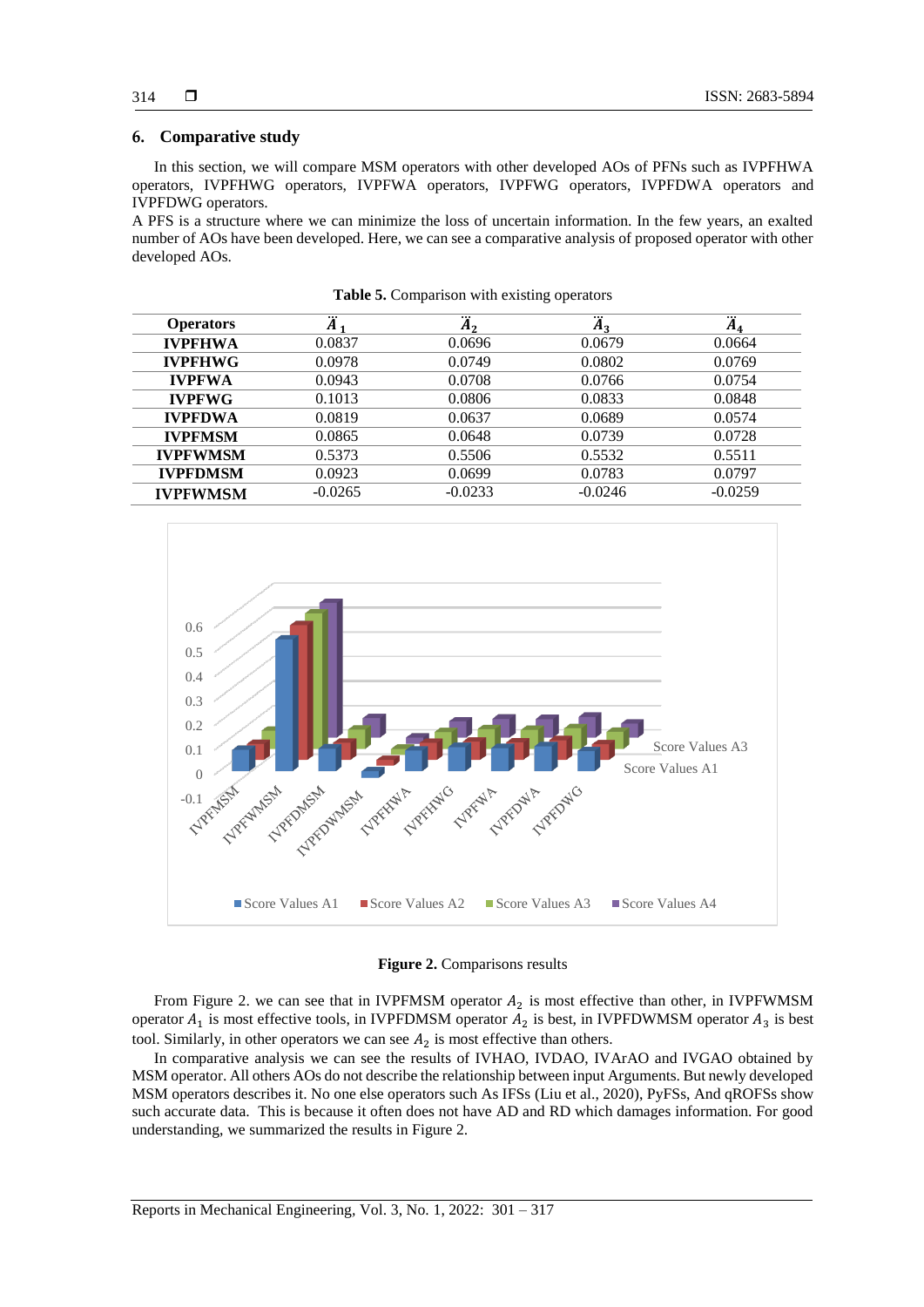## 6. Comparative study

In this section, we will compare MSM operators with other developed AOs of PFNs such as IVPFHWA operators, IVPFHWG operators, IVPFWA operators, IVPFWG operators, IVPFDWA operators and IVPFDWG operators.

A PFS is a structure where we can minimize the loss of uncertain information. In the few years, an exalted number of AOs have been developed. Here, we can see a comparative analysis of proposed operator with other developed AOs.

**Table 5.** Comparison with existing operators

| Operators | $\ddot{A}_1$ | $\ddot{A}_2$ | $\ddot{A}_3$ | $\ddot{A}_4$ |
|---|---|---|---|---|
| **IVPFHWA** | 0.0837 | 0.0696 | 0.0679 | 0.0664 |
| **IVPFHWG** | 0.0978 | 0.0749 | 0.0802 | 0.0769 |
| **IVPFWA** | 0.0943 | 0.0708 | 0.0766 | 0.0754 |
| **IVPFWG** | 0.1013 | 0.0806 | 0.0833 | 0.0848 |
| **IVPFDWA** | 0.0819 | 0.0637 | 0.0689 | 0.0574 |
| **IVPFMSM** | 0.0865 | 0.0648 | 0.0739 | 0.0728 |
| **IVPFWMSM** | 0.5373 | 0.5506 | 0.5532 | 0.5511 |
| **IVPFDMSM** | 0.0923 | 0.0699 | 0.0783 | 0.0797 |
| **IVPFWMSM** | -0.0265 | -0.0233 | -0.0246 | -0.0259 |

**Figure 2.** Comparisons results

From Figure 2. we can see that in IVPFMSM operator $A_2$ is most effective than other, in IVPFWMSM operator $A_1$ is most effective tools, in IVPFDMSM operator $A_2$ is best, in IVPFDWMSM operator $A_3$ is best tool. Similarly, in other operators we can see $A_2$ is most effective than others.

In comparative analysis we can see the results of IVHAO, IVDAO, IVArAO and IVGAO obtained by MSM operator. All others AOs do not describe the relationship between input Arguments. But newly developed MSM operators describes it. No one else operators such As IFSs (Liu et al., 2020), PyFSs, And qROFSs show such accurate data. This is because it often does not have AD and RD which damages information. For good understanding, we summarized the results in Figure 2.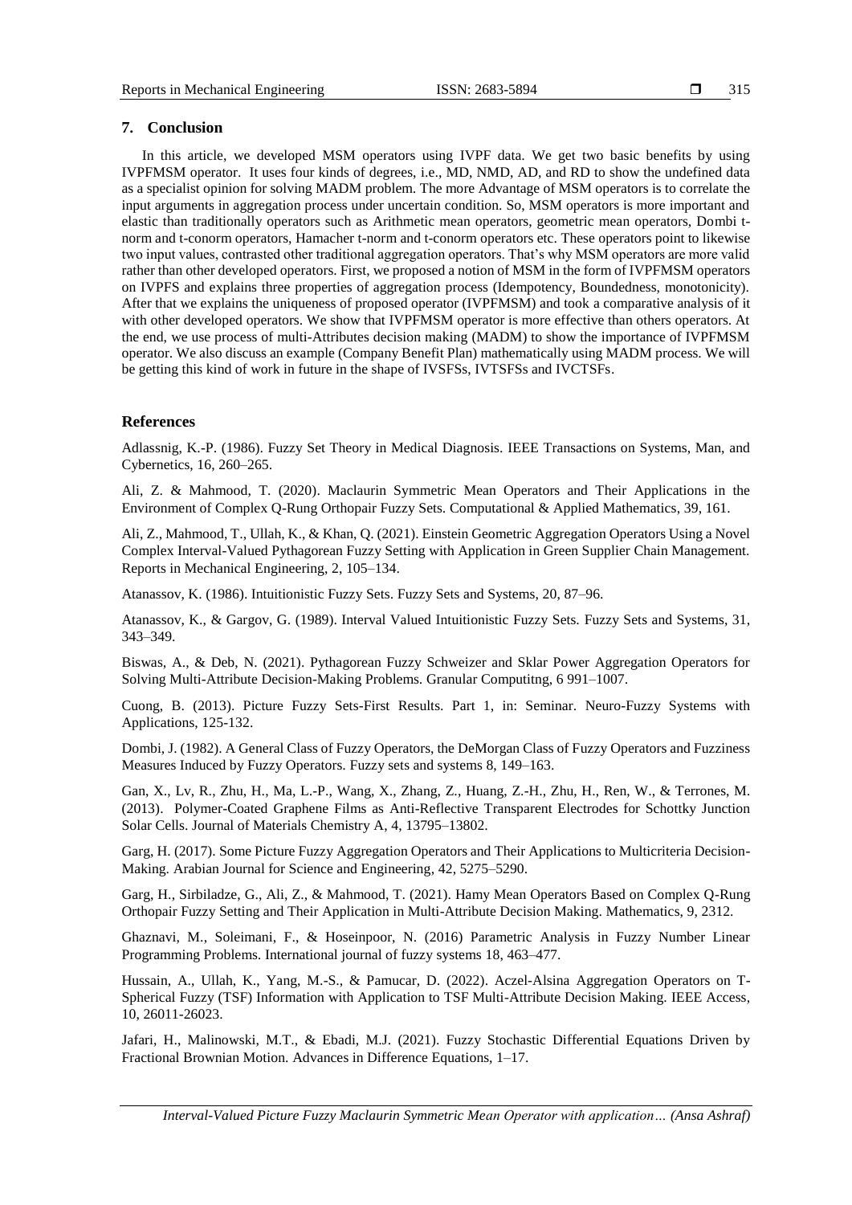## 7. Conclusion

In this article, we developed MSM operators using IVPF data. We get two basic benefits by using IVPFMSM operator. It uses four kinds of degrees, i.e., MD, NMD, AD, and RD to show the undefined data as a specialist opinion for solving MADM problem. The more Advantage of MSM operators is to correlate the input arguments in aggregation process under uncertain condition. So, MSM operators is more important and elastic than traditionally operators such as Arithmetic mean operators, geometric mean operators, Dombi t-norm and t-conorm operators, Hamacher t-norm and t-conorm operators etc. These operators point to likewise two input values, contrasted other traditional aggregation operators. That's why MSM operators are more valid rather than other developed operators. First, we proposed a notion of MSM in the form of IVPFMSM operators on IVPFS and explains three properties of aggregation process (Idempotency, Boundedness, monotonicity). After that we explains the uniqueness of proposed operator (IVPFMSM) and took a comparative analysis of it with other developed operators. We show that IVPFMSM operator is more effective than others operators. At the end, we use process of multi-Attributes decision making (MADM) to show the importance of IVPFMSM operator. We also discuss an example (Company Benefit Plan) mathematically using MADM process. We will be getting this kind of work in future in the shape of IVSFSs, IVTSFSs and IVCTSFs.

## References

Adlassnig, K.-P. (1986). Fuzzy Set Theory in Medical Diagnosis. IEEE Transactions on Systems, Man, and Cybernetics, 16, 260–265.

Ali, Z. & Mahmood, T. (2020). Maclaurin Symmetric Mean Operators and Their Applications in the Environment of Complex Q-Rung Orthopair Fuzzy Sets. Computational & Applied Mathematics, 39, 161.

Ali, Z., Mahmood, T., Ullah, K., & Khan, Q. (2021). Einstein Geometric Aggregation Operators Using a Novel Complex Interval-Valued Pythagorean Fuzzy Setting with Application in Green Supplier Chain Management. Reports in Mechanical Engineering, 2, 105–134.

Atanassov, K. (1986). Intuitionistic Fuzzy Sets. Fuzzy Sets and Systems, 20, 87–96.

Atanassov, K., & Gargov, G. (1989). Interval Valued Intuitionistic Fuzzy Sets. Fuzzy Sets and Systems, 31, 343–349.

Biswas, A., & Deb, N. (2021). Pythagorean Fuzzy Schweizer and Sklar Power Aggregation Operators for Solving Multi-Attribute Decision-Making Problems. Granular Computitng, 6 991–1007.

Cuong, B. (2013). Picture Fuzzy Sets-First Results. Part 1, in: Seminar. Neuro-Fuzzy Systems with Applications, 125-132.

Dombi, J. (1982). A General Class of Fuzzy Operators, the DeMorgan Class of Fuzzy Operators and Fuzziness Measures Induced by Fuzzy Operators. Fuzzy sets and systems 8, 149–163.

Gan, X., Lv, R., Zhu, H., Ma, L.-P., Wang, X., Zhang, Z., Huang, Z.-H., Zhu, H., Ren, W., & Terrones, M. (2013). Polymer-Coated Graphene Films as Anti-Reflective Transparent Electrodes for Schottky Junction Solar Cells. Journal of Materials Chemistry A, 4, 13795–13802.

Garg, H. (2017). Some Picture Fuzzy Aggregation Operators and Their Applications to Multicriteria Decision-Making. Arabian Journal for Science and Engineering, 42, 5275–5290.

Garg, H., Sirbiladze, G., Ali, Z., & Mahmood, T. (2021). Hamy Mean Operators Based on Complex Q-Rung Orthopair Fuzzy Setting and Their Application in Multi-Attribute Decision Making. Mathematics, 9, 2312.

Ghaznavi, M., Soleimani, F., & Hoseinpoor, N. (2016) Parametric Analysis in Fuzzy Number Linear Programming Problems. International journal of fuzzy systems 18, 463–477.

Hussain, A., Ullah, K., Yang, M.-S., & Pamucar, D. (2022). Aczel-Alsina Aggregation Operators on T-Spherical Fuzzy (TSF) Information with Application to TSF Multi-Attribute Decision Making. IEEE Access, 10, 26011-26023.

Jafari, H., Malinowski, M.T., & Ebadi, M.J. (2021). Fuzzy Stochastic Differential Equations Driven by Fractional Brownian Motion. Advances in Difference Equations, 1–17.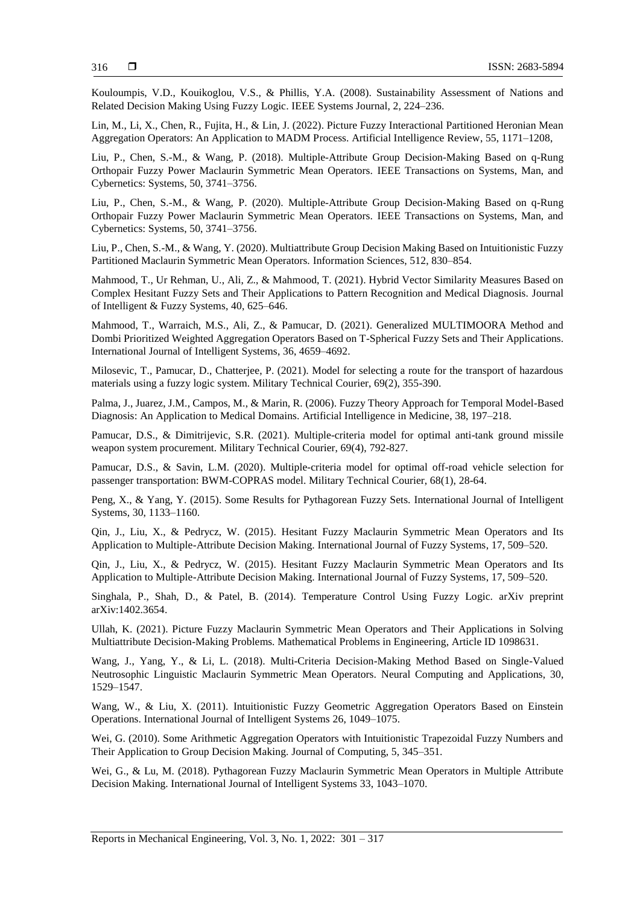Kouloumpis, V.D., Kouikoglou, V.S., & Phillis, Y.A. (2008). Sustainability Assessment of Nations and Related Decision Making Using Fuzzy Logic. IEEE Systems Journal, 2, 224–236.

Lin, M., Li, X., Chen, R., Fujita, H., & Lin, J. (2022). Picture Fuzzy Interactional Partitioned Heronian Mean Aggregation Operators: An Application to MADM Process. Artificial Intelligence Review, 55, 1171–1208,

Liu, P., Chen, S.-M., & Wang, P. (2018). Multiple-Attribute Group Decision-Making Based on q-Rung Orthopair Fuzzy Power Maclaurin Symmetric Mean Operators. IEEE Transactions on Systems, Man, and Cybernetics: Systems, 50, 3741–3756.

Liu, P., Chen, S.-M., & Wang, P. (2020). Multiple-Attribute Group Decision-Making Based on q-Rung Orthopair Fuzzy Power Maclaurin Symmetric Mean Operators. IEEE Transactions on Systems, Man, and Cybernetics: Systems, 50, 3741–3756.

Liu, P., Chen, S.-M., & Wang, Y. (2020). Multiattribute Group Decision Making Based on Intuitionistic Fuzzy Partitioned Maclaurin Symmetric Mean Operators. Information Sciences, 512, 830–854.

Mahmood, T., Ur Rehman, U., Ali, Z., & Mahmood, T. (2021). Hybrid Vector Similarity Measures Based on Complex Hesitant Fuzzy Sets and Their Applications to Pattern Recognition and Medical Diagnosis. Journal of Intelligent & Fuzzy Systems, 40, 625–646.

Mahmood, T., Warraich, M.S., Ali, Z., & Pamucar, D. (2021). Generalized MULTIMOORA Method and Dombi Prioritized Weighted Aggregation Operators Based on T-Spherical Fuzzy Sets and Their Applications. International Journal of Intelligent Systems, 36, 4659–4692.

Milosevic, T., Pamucar, D., Chatterjee, P. (2021). Model for selecting a route for the transport of hazardous materials using a fuzzy logic system. Military Technical Courier, 69(2), 355-390.

Palma, J., Juarez, J.M., Campos, M., & Marin, R. (2006). Fuzzy Theory Approach for Temporal Model-Based Diagnosis: An Application to Medical Domains. Artificial Intelligence in Medicine, 38, 197–218.

Pamucar, D.S., & Dimitrijevic, S.R. (2021). Multiple-criteria model for optimal anti-tank ground missile weapon system procurement. Military Technical Courier, 69(4), 792-827.

Pamucar, D.S., & Savin, L.M. (2020). Multiple-criteria model for optimal off-road vehicle selection for passenger transportation: BWM-COPRAS model. Military Technical Courier, 68(1), 28-64.

Peng, X., & Yang, Y. (2015). Some Results for Pythagorean Fuzzy Sets. International Journal of Intelligent Systems, 30, 1133–1160.

Qin, J., Liu, X., & Pedrycz, W. (2015). Hesitant Fuzzy Maclaurin Symmetric Mean Operators and Its Application to Multiple-Attribute Decision Making. International Journal of Fuzzy Systems, 17, 509–520.

Qin, J., Liu, X., & Pedrycz, W. (2015). Hesitant Fuzzy Maclaurin Symmetric Mean Operators and Its Application to Multiple-Attribute Decision Making. International Journal of Fuzzy Systems, 17, 509–520.

Singhala, P., Shah, D., & Patel, B. (2014). Temperature Control Using Fuzzy Logic. arXiv preprint arXiv:1402.3654.

Ullah, K. (2021). Picture Fuzzy Maclaurin Symmetric Mean Operators and Their Applications in Solving Multiattribute Decision-Making Problems. Mathematical Problems in Engineering, Article ID 1098631.

Wang, J., Yang, Y., & Li, L. (2018). Multi-Criteria Decision-Making Method Based on Single-Valued Neutrosophic Linguistic Maclaurin Symmetric Mean Operators. Neural Computing and Applications, 30, 1529–1547.

Wang, W., & Liu, X. (2011). Intuitionistic Fuzzy Geometric Aggregation Operators Based on Einstein Operations. International Journal of Intelligent Systems 26, 1049–1075.

Wei, G. (2010). Some Arithmetic Aggregation Operators with Intuitionistic Trapezoidal Fuzzy Numbers and Their Application to Group Decision Making. Journal of Computing, 5, 345–351.

Wei, G., & Lu, M. (2018). Pythagorean Fuzzy Maclaurin Symmetric Mean Operators in Multiple Attribute Decision Making. International Journal of Intelligent Systems 33, 1043–1070.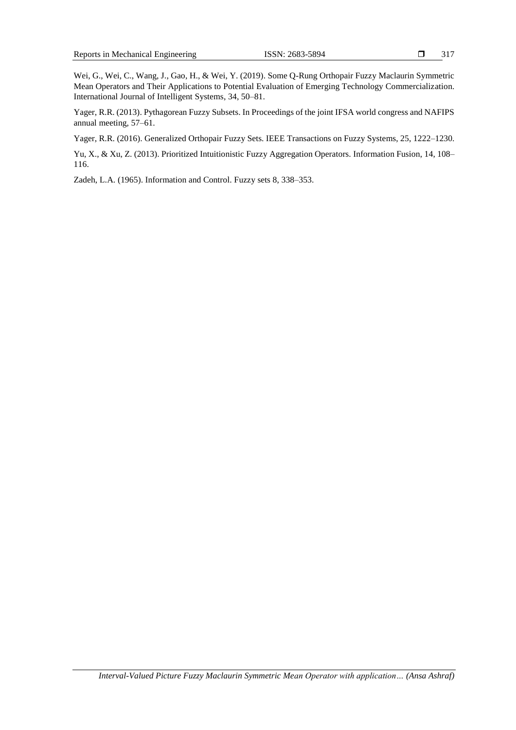Wei, G., Wei, C., Wang, J., Gao, H., & Wei, Y. (2019). Some Q-Rung Orthopair Fuzzy Maclaurin Symmetric Mean Operators and Their Applications to Potential Evaluation of Emerging Technology Commercialization. International Journal of Intelligent Systems, 34, 50–81.

Yager, R.R. (2013). Pythagorean Fuzzy Subsets. In Proceedings of the joint IFSA world congress and NAFIPS annual meeting, 57–61.

Yager, R.R. (2016). Generalized Orthopair Fuzzy Sets. IEEE Transactions on Fuzzy Systems, 25, 1222–1230.

Yu, X., & Xu, Z. (2013). Prioritized Intuitionistic Fuzzy Aggregation Operators. Information Fusion, 14, 108–116.

Zadeh, L.A. (1965). Information and Control. Fuzzy sets 8, 338–353.